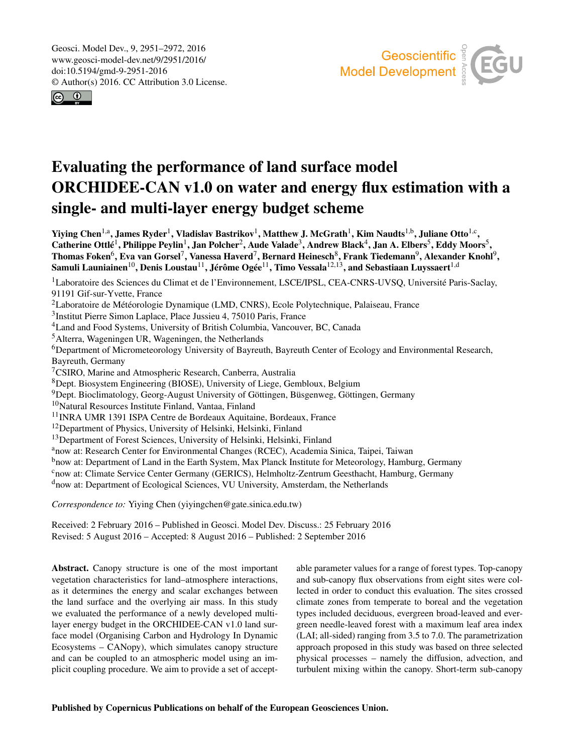# Evaluating the performance of land surface model ORCHIDEE-CAN v1.0 on water and energy flux estimation with a single- and multi-layer energy budget scheme

**Yiying Chen[1,a], James Ryder[1], Vladislav Bastrikov[1], Matthew J. McGrath[1], Kim Naudts[1,b], Juliane Otto[1,c], Catherine Ottlé[1], Philippe Peylin[1], Jan Polcher[2], Aude Valade[3], Andrew Black[4], Jan A. Elbers[5], Eddy Moors[5], Thomas Foken[6], Eva van Gorsel[7], Vanessa Haverd[7], Bernard Heinesch[8], Frank Tiedemann[9], Alexander Knohl[9], Samuli Launiainen[10], Denis Loustau[11], Jérôme Ogée[11], Timo Vessala[12,13], and Sebastiaan Luyssaert[1,d]**

[1]Laboratoire des Sciences du Climat et de l'Environnement, LSCE/IPSL, CEA-CNRS-UVSQ, Université Paris-Saclay, 91191 Gif-sur-Yvette, France
[2]Laboratoire de Météorologie Dynamique (LMD, CNRS), Ecole Polytechnique, Palaiseau, France
[3]Institut Pierre Simon Laplace, Place Jussieu 4, 75010 Paris, France
[4]Land and Food Systems, University of British Columbia, Vancouver, BC, Canada
[5]Alterra, Wageningen UR, Wageningen, the Netherlands
[6]Department of Micrometeorology University of Bayreuth, Bayreuth Center of Ecology and Environmental Research, Bayreuth, Germany
[7]CSIRO, Marine and Atmospheric Research, Canberra, Australia
[8]Dept. Biosystem Engineering (BIOSE), University of Liege, Gembloux, Belgium
[9]Dept. Bioclimatology, Georg-August University of Göttingen, Büsgenweg, Göttingen, Germany
[10]Natural Resources Institute Finland, Vantaa, Finland
[11]INRA UMR 1391 ISPA Centre de Bordeaux Aquitaine, Bordeaux, France
[12]Department of Physics, University of Helsinki, Helsinki, Finland
[13]Department of Forest Sciences, University of Helsinki, Helsinki, Finland
[a]now at: Research Center for Environmental Changes (RCEC), Academia Sinica, Taipei, Taiwan
[b]now at: Department of Land in the Earth System, Max Planck Institute for Meteorology, Hamburg, Germany
[c]now at: Climate Service Center Germany (GERICS), Helmholtz-Zentrum Geesthacht, Hamburg, Germany
[d]now at: Department of Ecological Sciences, VU University, Amsterdam, the Netherlands

*Correspondence to:* Yiying Chen (yiyingchen@gate.sinica.edu.tw)

Received: 2 February 2016 – Published in Geosci. Model Dev. Discuss.: 25 February 2016
Revised: 5 August 2016 – Accepted: 8 August 2016 – Published: 2 September 2016

**Abstract.** Canopy structure is one of the most important vegetation characteristics for land–atmosphere interactions, as it determines the energy and scalar exchanges between the land surface and the overlying air mass. In this study we evaluated the performance of a newly developed multi-layer energy budget in the ORCHIDEE-CAN v1.0 land surface model (Organising Carbon and Hydrology In Dynamic Ecosystems – CANopy), which simulates canopy structure and can be coupled to an atmospheric model using an implicit coupling procedure. We aim to provide a set of acceptable parameter values for a range of forest types. Top-canopy and sub-canopy flux observations from eight sites were collected in order to conduct this evaluation. The sites crossed climate zones from temperate to boreal and the vegetation types included deciduous, evergreen broad-leaved and evergreen needle-leaved forest with a maximum leaf area index (LAI; all-sided) ranging from 3.5 to 7.0. The parametrization approach proposed in this study was based on three selected physical processes – namely the diffusion, advection, and turbulent mixing within the canopy. Short-term sub-canopy

Published by Copernicus Publications on behalf of the European Geosciences Union.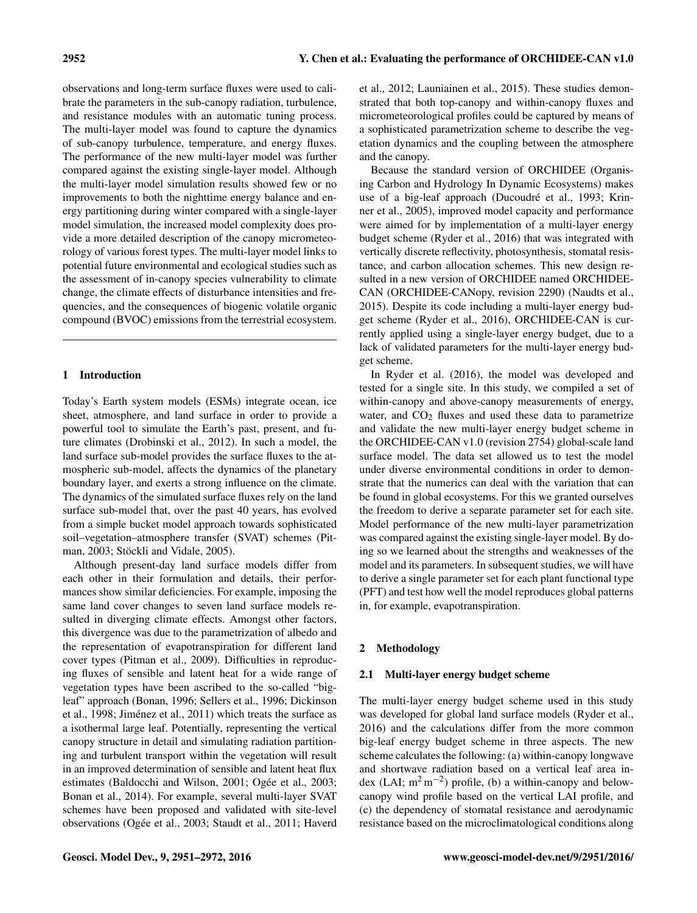observations and long-term surface fluxes were used to calibrate the parameters in the sub-canopy radiation, turbulence, and resistance modules with an automatic tuning process. The multi-layer model was found to capture the dynamics of sub-canopy turbulence, temperature, and energy fluxes. The performance of the new multi-layer model was further compared against the existing single-layer model. Although the multi-layer model simulation results showed few or no improvements to both the nighttime energy balance and energy partitioning during winter compared with a single-layer model simulation, the increased model complexity does provide a more detailed description of the canopy micrometeorology of various forest types. The multi-layer model links to potential future environmental and ecological studies such as the assessment of in-canopy species vulnerability to climate change, the climate effects of disturbance intensities and frequencies, and the consequences of biogenic volatile organic compound (BVOC) emissions from the terrestrial ecosystem.

## 1 Introduction

Today's Earth system models (ESMs) integrate ocean, ice sheet, atmosphere, and land surface in order to provide a powerful tool to simulate the Earth's past, present, and future climates (Drobinski et al., 2012). In such a model, the land surface sub-model provides the surface fluxes to the atmospheric sub-model, affects the dynamics of the planetary boundary layer, and exerts a strong influence on the climate. The dynamics of the simulated surface fluxes rely on the land surface sub-model that, over the past 40 years, has evolved from a simple bucket model approach towards sophisticated soil–vegetation–atmosphere transfer (SVAT) schemes (Pitman, 2003; Stöckli and Vidale, 2005).

Although present-day land surface models differ from each other in their formulation and details, their performances show similar deficiencies. For example, imposing the same land cover changes to seven land surface models resulted in diverging climate effects. Amongst other factors, this divergence was due to the parametrization of albedo and the representation of evapotranspiration for different land cover types (Pitman et al., 2009). Difficulties in reproducing fluxes of sensible and latent heat for a wide range of vegetation types have been ascribed to the so-called "big-leaf" approach (Bonan, 1996; Sellers et al., 1996; Dickinson et al., 1998; Jiménez et al., 2011) which treats the surface as a isothermal large leaf. Potentially, representing the vertical canopy structure in detail and simulating radiation partitioning and turbulent transport within the vegetation will result in an improved determination of sensible and latent heat flux estimates (Baldocchi and Wilson, 2001; Ogée et al., 2003; Bonan et al., 2014). For example, several multi-layer SVAT schemes have been proposed and validated with site-level observations (Ogée et al., 2003; Staudt et al., 2011; Haverd et al., 2012; Launiainen et al., 2015). These studies demonstrated that both top-canopy and within-canopy fluxes and micrometeorological profiles could be captured by means of a sophisticated parametrization scheme to describe the vegetation dynamics and the coupling between the atmosphere and the canopy.

Because the standard version of ORCHIDEE (Organising Carbon and Hydrology In Dynamic Ecosystems) makes use of a big-leaf approach (Ducoudré et al., 1993; Krinner et al., 2005), improved model capacity and performance were aimed for by implementation of a multi-layer energy budget scheme (Ryder et al., 2016) that was integrated with vertically discrete reflectivity, photosynthesis, stomatal resistance, and carbon allocation schemes. This new design resulted in a new version of ORCHIDEE named ORCHIDEE-CAN (ORCHIDEE-CANopy, revision 2290) (Naudts et al., 2015). Despite its code including a multi-layer energy budget scheme (Ryder et al., 2016), ORCHIDEE-CAN is currently applied using a single-layer energy budget, due to a lack of validated parameters for the multi-layer energy budget scheme.

In Ryder et al. (2016), the model was developed and tested for a single site. In this study, we compiled a set of within-canopy and above-canopy measurements of energy, water, and $CO_2$ fluxes and used these data to parametrize and validate the new multi-layer energy budget scheme in the ORCHIDEE-CAN v1.0 (revision 2754) global-scale land surface model. The data set allowed us to test the model under diverse environmental conditions in order to demonstrate that the numerics can deal with the variation that can be found in global ecosystems. For this we granted ourselves the freedom to derive a separate parameter set for each site. Model performance of the new multi-layer parametrization was compared against the existing single-layer model. By doing so we learned about the strengths and weaknesses of the model and its parameters. In subsequent studies, we will have to derive a single parameter set for each plant functional type (PFT) and test how well the model reproduces global patterns in, for example, evapotranspiration.

## 2 Methodology

### 2.1 Multi-layer energy budget scheme

The multi-layer energy budget scheme used in this study was developed for global land surface models (Ryder et al., 2016) and the calculations differ from the more common big-leaf energy budget scheme in three aspects. The new scheme calculates the following: (a) within-canopy longwave and shortwave radiation based on a vertical leaf area index (LAI; $m^2\,m^{-2}$) profile, (b) a within-canopy and below-canopy wind profile based on the vertical LAI profile, and (c) the dependency of stomatal resistance and aerodynamic resistance based on the microclimatological conditions along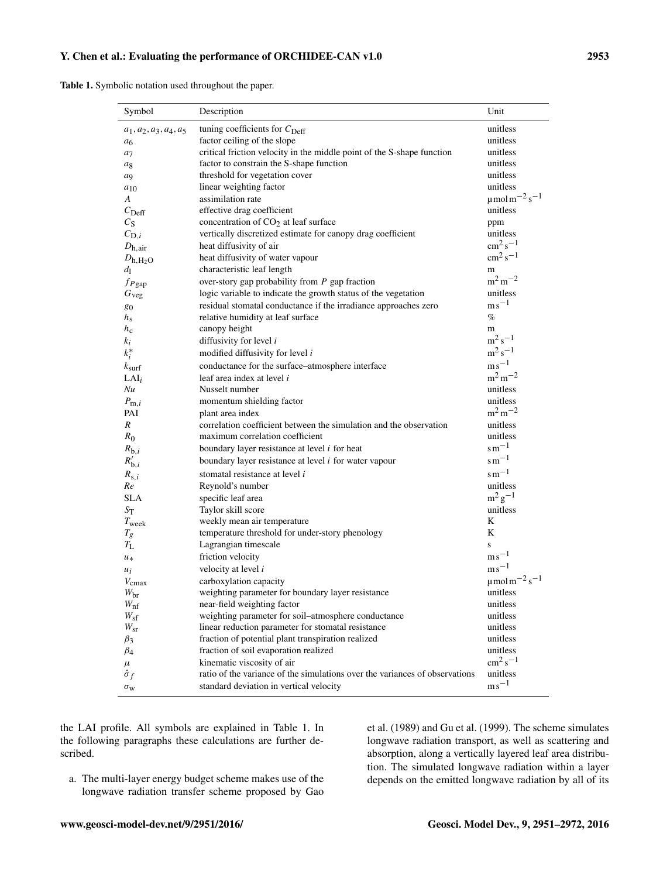**Table 1.** Symbolic notation used throughout the paper.

| Symbol | Description | Unit |
|---|---|---|
| $a_1, a_2, a_3, a_4, a_5$ | tuning coefficients for $C_{\mathrm{Deff}}$ | unitless |
| $a_6$ | factor ceiling of the slope | unitless |
| $a_7$ | critical friction velocity in the middle point of the S-shape function | unitless |
| $a_8$ | factor to constrain the S-shape function | unitless |
| $a_9$ | threshold for vegetation cover | unitless |
| $a_{10}$ | linear weighting factor | unitless |
| $A$ | assimilation rate | $\mu\mathrm{mol\,m^{-2}\,s^{-1}}$ |
| $C_{\mathrm{Deff}}$ | effective drag coefficient | unitless |
| $C_{\mathrm{S}}$ | concentration of $CO_2$ at leaf surface | ppm |
| $C_{\mathrm{D},i}$ | vertically discretized estimate for canopy drag coefficient | unitless |
| $D_{\mathrm{h,air}}$ | heat diffusivity of air | $\mathrm{cm^2\,s^{-1}}$ |
| $D_{\mathrm{h,H_2O}}$ | heat diffusivity of water vapour | $\mathrm{cm^2\,s^{-1}}$ |
| $d_{\mathrm{l}}$ | characteristic leaf length | m |
| $f_{P\mathrm{gap}}$ | over-story gap probability from $P$ gap fraction | $\mathrm{m^2\,m^{-2}}$ |
| $G_{\mathrm{veg}}$ | logic variable to indicate the growth status of the vegetation | unitless |
| $g_0$ | residual stomatal conductance if the irradiance approaches zero | $\mathrm{m\,s^{-1}}$ |
| $h_{\mathrm{s}}$ | relative humidity at leaf surface | % |
| $h_{\mathrm{c}}$ | canopy height | m |
| $k_i$ | diffusivity for level $i$ | $\mathrm{m^2\,s^{-1}}$ |
| $k_i^*$ | modified diffusivity for level $i$ | $\mathrm{m^2\,s^{-1}}$ |
| $k_{\mathrm{surf}}$ | conductance for the surface–atmosphere interface | $\mathrm{m\,s^{-1}}$ |
| $\mathrm{LAI}_i$ | leaf area index at level $i$ | $\mathrm{m^2\,m^{-2}}$ |
| $Nu$ | Nusselt number | unitless |
| $P_{\mathrm{m},i}$ | momentum shielding factor | unitless |
| PAI | plant area index | $\mathrm{m^2\,m^{-2}}$ |
| $R$ | correlation coefficient between the simulation and the observation | unitless |
| $R_0$ | maximum correlation coefficient | unitless |
| $R_{\mathrm{b},i}$ | boundary layer resistance at level $i$ for heat | $\mathrm{s\,m^{-1}}$ |
| $R'_{\mathrm{b},i}$ | boundary layer resistance at level $i$ for water vapour | $\mathrm{s\,m^{-1}}$ |
| $R_{\mathrm{s},i}$ | stomatal resistance at level $i$ | $\mathrm{s\,m^{-1}}$ |
| $Re$ | Reynold's number | unitless |
| SLA | specific leaf area | $\mathrm{m^2\,g^{-1}}$ |
| $S_{\mathrm{T}}$ | Taylor skill score | unitless |
| $T_{\mathrm{week}}$ | weekly mean air temperature | K |
| $T_g$ | temperature threshold for under-story phenology | K |
| $T_{\mathrm{L}}$ | Lagrangian timescale | s |
| $u_*$ | friction velocity | $\mathrm{m\,s^{-1}}$ |
| $u_i$ | velocity at level $i$ | $\mathrm{m\,s^{-1}}$ |
| $V_{\mathrm{cmax}}$ | carboxylation capacity | $\mu\mathrm{mol\,m^{-2}\,s^{-1}}$ |
| $W_{\mathrm{br}}$ | weighting parameter for boundary layer resistance | unitless |
| $W_{\mathrm{nf}}$ | near-field weighting factor | unitless |
| $W_{\mathrm{sf}}$ | weighting parameter for soil–atmosphere conductance | unitless |
| $W_{\mathrm{sr}}$ | linear reduction parameter for stomatal resistance | unitless |
| $\beta_3$ | fraction of potential plant transpiration realized | unitless |
| $\beta_4$ | fraction of soil evaporation realized | unitless |
| $\mu$ | kinematic viscosity of air | $\mathrm{cm^2\,s^{-1}}$ |
| $\hat{\sigma}_f$ | ratio of the variance of the simulations over the variances of observations | unitless |
| $\sigma_{\mathrm{w}}$ | standard deviation in vertical velocity | $\mathrm{m\,s^{-1}}$ |

the LAI profile. All symbols are explained in Table 1. In the following paragraphs these calculations are further described.

a. The multi-layer energy budget scheme makes use of the longwave radiation transfer scheme proposed by Gao et al. (1989) and Gu et al. (1999). The scheme simulates longwave radiation transport, as well as scattering and absorption, along a vertically layered leaf area distribution. The simulated longwave radiation within a layer depends on the emitted longwave radiation by all of its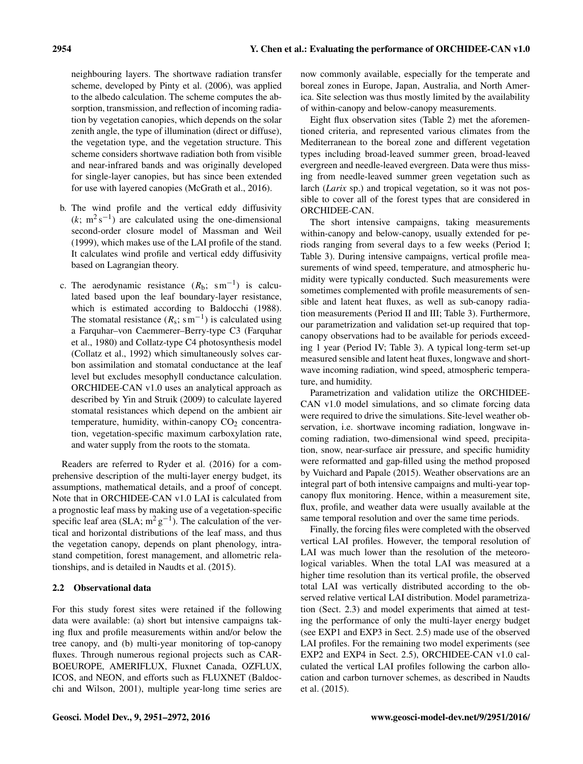neighbouring layers. The shortwave radiation transfer scheme, developed by Pinty et al. (2006), was applied to the albedo calculation. The scheme computes the absorption, transmission, and reflection of incoming radiation by vegetation canopies, which depends on the solar zenith angle, the type of illumination (direct or diffuse), the vegetation type, and the vegetation structure. This scheme considers shortwave radiation both from visible and near-infrared bands and was originally developed for single-layer canopies, but has since been extended for use with layered canopies (McGrath et al., 2016).

b. The wind profile and the vertical eddy diffusivity ($k$; $m^2\,s^{-1}$) are calculated using the one-dimensional second-order closure model of Massman and Weil (1999), which makes use of the LAI profile of the stand. It calculates wind profile and vertical eddy diffusivity based on Lagrangian theory.

c. The aerodynamic resistance ($R_b$; $s\,m^{-1}$) is calculated based upon the leaf boundary-layer resistance, which is estimated according to Baldocchi (1988). The stomatal resistance ($R_s$; $s\,m^{-1}$) is calculated using a Farquhar–von Caemmerer–Berry-type C3 (Farquhar et al., 1980) and Collatz-type C4 photosynthesis model (Collatz et al., 1992) which simultaneously solves carbon assimilation and stomatal conductance at the leaf level but excludes mesophyll conductance calculation. ORCHIDEE-CAN v1.0 uses an analytical approach as described by Yin and Struik (2009) to calculate layered stomatal resistances which depend on the ambient air temperature, humidity, within-canopy $CO_2$ concentration, vegetation-specific maximum carboxylation rate, and water supply from the roots to the stomata.

Readers are referred to Ryder et al. (2016) for a comprehensive description of the multi-layer energy budget, its assumptions, mathematical details, and a proof of concept. Note that in ORCHIDEE-CAN v1.0 LAI is calculated from a prognostic leaf mass by making use of a vegetation-specific specific leaf area (SLA; $m^2\,g^{-1}$). The calculation of the vertical and horizontal distributions of the leaf mass, and thus the vegetation canopy, depends on plant phenology, intra-stand competition, forest management, and allometric relationships, and is detailed in Naudts et al. (2015).

### 2.2 Observational data

For this study forest sites were retained if the following data were available: (a) short but intensive campaigns taking flux and profile measurements within and/or below the tree canopy, and (b) multi-year monitoring of top-canopy fluxes. Through numerous regional projects such as CARBOEUROPE, AMERIFLUX, Fluxnet Canada, OZFLUX, ICOS, and NEON, and efforts such as FLUXNET (Baldocchi and Wilson, 2001), multiple year-long time series are now commonly available, especially for the temperate and boreal zones in Europe, Japan, Australia, and North America. Site selection was thus mostly limited by the availability of within-canopy and below-canopy measurements.

Eight flux observation sites (Table 2) met the aforementioned criteria, and represented various climates from the Mediterranean to the boreal zone and different vegetation types including broad-leaved summer green, broad-leaved evergreen and needle-leaved evergreen. Data were thus missing from needle-leaved summer green vegetation such as larch (*Larix* sp.) and tropical vegetation, so it was not possible to cover all of the forest types that are considered in ORCHIDEE-CAN.

The short intensive campaigns, taking measurements within-canopy and below-canopy, usually extended for periods ranging from several days to a few weeks (Period I; Table 3). During intensive campaigns, vertical profile measurements of wind speed, temperature, and atmospheric humidity were typically conducted. Such measurements were sometimes complemented with profile measurements of sensible and latent heat fluxes, as well as sub-canopy radiation measurements (Period II and III; Table 3). Furthermore, our parametrization and validation set-up required that top-canopy observations had to be available for periods exceeding 1 year (Period IV; Table 3). A typical long-term set-up measured sensible and latent heat fluxes, longwave and shortwave incoming radiation, wind speed, atmospheric temperature, and humidity.

Parametrization and validation utilize the ORCHIDEE-CAN v1.0 model simulations, and so climate forcing data were required to drive the simulations. Site-level weather observation, i.e. shortwave incoming radiation, longwave incoming radiation, two-dimensional wind speed, precipitation, snow, near-surface air pressure, and specific humidity were reformatted and gap-filled using the method proposed by Vuichard and Papale (2015). Weather observations are an integral part of both intensive campaigns and multi-year top-canopy flux monitoring. Hence, within a measurement site, flux, profile, and weather data were usually available at the same temporal resolution and over the same time periods.

Finally, the forcing files were completed with the observed vertical LAI profiles. However, the temporal resolution of LAI was much lower than the resolution of the meteorological variables. When the total LAI was measured at a higher time resolution than its vertical profile, the observed total LAI was vertically distributed according to the observed relative vertical LAI distribution. Model parametrization (Sect. 2.3) and model experiments that aimed at testing the performance of only the multi-layer energy budget (see EXP1 and EXP3 in Sect. 2.5) made use of the observed LAI profiles. For the remaining two model experiments (see EXP2 and EXP4 in Sect. 2.5), ORCHIDEE-CAN v1.0 calculated the vertical LAI profiles following the carbon allocation and carbon turnover schemes, as described in Naudts et al. (2015).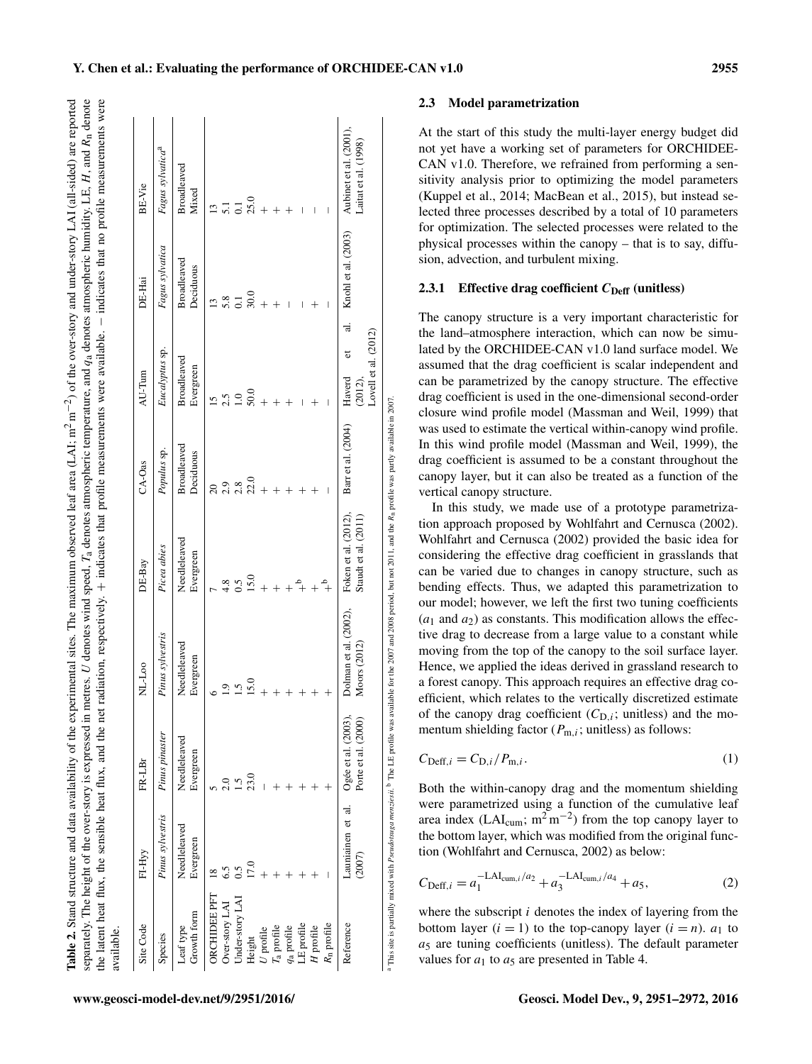**Table 2.** Stand structure and data availability of the experimental sites. The maximum observed leaf area (LAI; $m^2 m^{-2}$) of the over-story and under-story LAI (all-sided) are reported separately. The height of the over-story is expressed in metres. $U$ denotes wind speed, $T_a$ denotes atmospheric temperature, and $q_a$ denotes atmospheric humidity. LE, $H$, and $R_n$ denote the latent heat flux, the sensible heat flux, and the net radiation, respectively. + indicates that profile measurements were available. − indicates that no profile measurements were available.

| Site Code | FI-Hyy | FR-LBr | NL-Loo | DE-Bay | CA-Oas | AU-Tum | DE-Hai | BE-Vie |
|---|---|---|---|---|---|---|---|---|
| Species | *Pinus sylvestris* | *Pinus pinaster* | *Pinus sylvestris* | *Picea abies* | *Populus* sp. | *Eucalyptus* sp. | *Fagus sylvatica* | *Fagus sylvatica*[a] |
| Leaf type | Needleleaved | Needleleaved | Needleleaved | Needleleaved | Broadleaved | Broadleaved | Broadleaved | Broadleaved |
| Growth form | Evergreen | Evergreen | Evergreen | Evergreen | Deciduous | Evergreen | Deciduous | Mixed |
| ORCHIDEE PFT | 18 | 5 | 6 | 7 | 20 | 15 | 13 | 13 |
| Over-story LAI | 6.5 | 2.0 | 1.9 | 4.8 | 2.9 | 2.5 | 5.8 | 5.1 |
| Under-story LAI | 0.5 | 1.5 | 1.5 | 0.5 | 2.8 | 1.0 | 0.1 | 0.1 |
| Height | 17.0 | 23.0 | 15.0 | 15.0 | 22.0 | 50.0 | 30.0 | 25.0 |
| $U$ profile | + | − | + | + | + | + | + | + |
| $T_a$ profile | + | + | + | + | + | + | + | + |
| $q_a$ profile | + | + | + | +[b] | + | + | − | + |
| LE profile | + | + | + | +[b] | + | − | − | − |
| $H$ profile | + | + | + | +[b] | + | + | + | − |
| $R_n$ profile | − | + | + | +[b] | − | − | − | − |
| Reference | Launiainen et al. (2007) | Ogée et al. (2003), Porte et al. (2000) | Dolman et al. (2002), Moors (2012) | Foken et al. (2012), Staudt et al. (2011) | Barr et al. (2004) | Haverd et al. (2012), Lovell et al. (2012) | Knohl et al. (2003) | Aubinet et al. (2001), Laitat et al. (1998) |

[a] This site is partially mixed with *Pseudotsuga menziesii*. [b] The LE profile was available for the 2007 and 2008 period, but not 2011, and the $R_n$ profile was partly available in 2007.

### 2.3 Model parametrization

At the start of this study the multi-layer energy budget did not yet have a working set of parameters for ORCHIDEE-CAN v1.0. Therefore, we refrained from performing a sensitivity analysis prior to optimizing the model parameters (Kuppel et al., 2014; MacBean et al., 2015), but instead selected three processes described by a total of 10 parameters for optimization. The selected processes were related to the physical processes within the canopy – that is to say, diffusion, advection, and turbulent mixing.

#### 2.3.1 Effective drag coefficient $C_{\mathrm{Deff}}$ (unitless)

The canopy structure is a very important characteristic for the land–atmosphere interaction, which can now be simulated by the ORCHIDEE-CAN v1.0 land surface model. We assumed that the drag coefficient is scalar independent and can be parametrized by the canopy structure. The effective drag coefficient is used in the one-dimensional second-order closure wind profile model (Massman and Weil, 1999) that was used to estimate the vertical within-canopy wind profile. In this wind profile model (Massman and Weil, 1999), the drag coefficient is assumed to be a constant throughout the canopy layer, but it can also be treated as a function of the vertical canopy structure.

In this study, we made use of a prototype parametrization approach proposed by Wohlfahrt and Cernusca (2002). Wohlfahrt and Cernusca (2002) provided the basic idea for considering the effective drag coefficient in grasslands that can be varied due to changes in canopy structure, such as bending effects. Thus, we adapted this parametrization to our model; however, we left the first two tuning coefficients ($a_1$ and $a_2$) as constants. This modification allows the effective drag to decrease from a large value to a constant while moving from the top of the canopy to the soil surface layer. Hence, we applied the ideas derived in grassland research to a forest canopy. This approach requires an effective drag coefficient, which relates to the vertically discretized estimate of the canopy drag coefficient ($C_{\mathrm{D},i}$; unitless) and the momentum shielding factor ($P_{\mathrm{m},i}$; unitless) as follows:

$$C_{\mathrm{Deff},i} = C_{\mathrm{D},i}/P_{\mathrm{m},i}. \tag{1}$$

Both the within-canopy drag and the momentum shielding were parametrized using a function of the cumulative leaf area index ($\mathrm{LAI_{cum}}$; $m^2 m^{-2}$) from the top canopy layer to the bottom layer, which was modified from the original function (Wohlfahrt and Cernusca, 2002) as below:

$$C_{\mathrm{Deff},i} = a_1^{-\mathrm{LAI}_{\mathrm{cum},i}/a_2} + a_3^{-\mathrm{LAI}_{\mathrm{cum},i}/a_4} + a_5, \tag{2}$$

where the subscript $i$ denotes the index of layering from the bottom layer ($i = 1$) to the top-canopy layer ($i = n$). $a_1$ to $a_5$ are tuning coefficients (unitless). The default parameter values for $a_1$ to $a_5$ are presented in Table 4.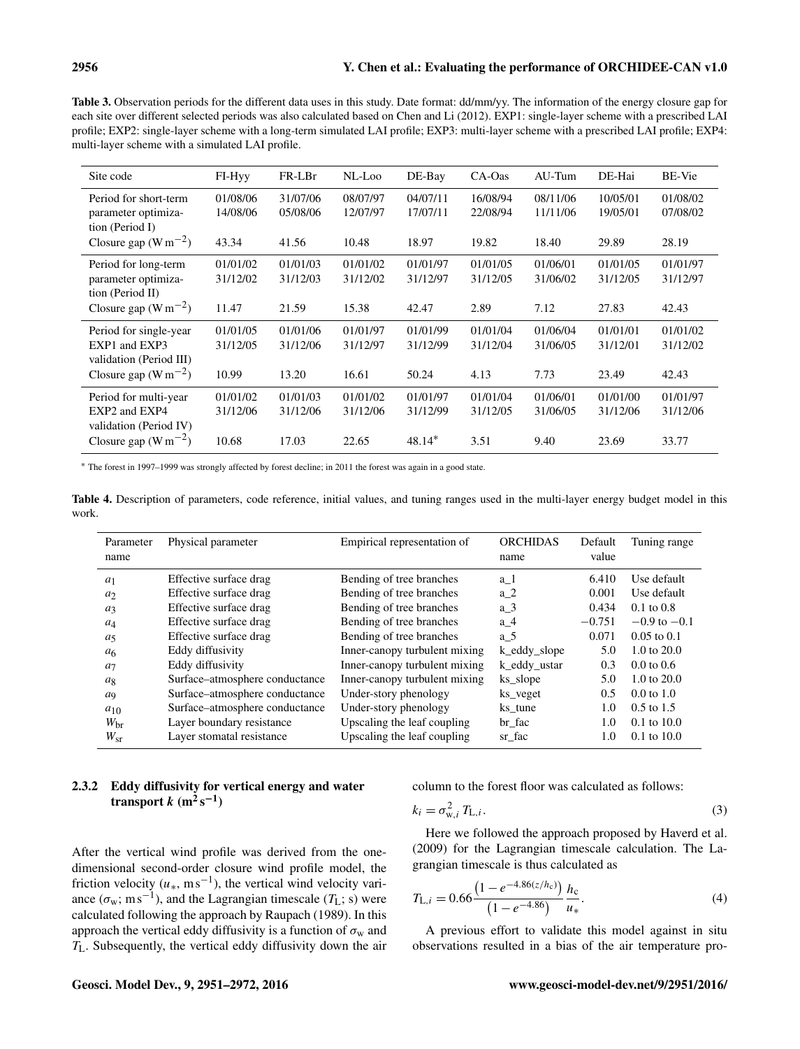**Table 3.** Observation periods for the different data uses in this study. Date format: dd/mm/yy. The information of the energy closure gap for each site over different selected periods was also calculated based on Chen and Li (2012). EXP1: single-layer scheme with a prescribed LAI profile; EXP2: single-layer scheme with a long-term simulated LAI profile; EXP3: multi-layer scheme with a prescribed LAI profile; EXP4: multi-layer scheme with a simulated LAI profile.

| Site code | FI-Hyy | FR-LBr | NL-Loo | DE-Bay | CA-Oas | AU-Tum | DE-Hai | BE-Vie |
|---|---|---|---|---|---|---|---|---|
| Period for short-term parameter optimization (Period I) | 01/08/06 14/08/06 | 31/07/06 05/08/06 | 08/07/97 12/07/97 | 04/07/11 17/07/11 | 16/08/94 22/08/94 | 08/11/06 11/11/06 | 10/05/01 19/05/01 | 01/08/02 07/08/02 |
| Closure gap ($W\,m^{-2}$) | 43.34 | 41.56 | 10.48 | 18.97 | 19.82 | 18.40 | 29.89 | 28.19 |
| Period for long-term parameter optimization (Period II) | 01/01/02 31/12/02 | 01/01/03 31/12/03 | 01/01/02 31/12/02 | 01/01/97 31/12/97 | 01/01/05 31/12/05 | 01/06/01 31/06/02 | 01/01/05 31/12/05 | 01/01/97 31/12/97 |
| Closure gap ($W\,m^{-2}$) | 11.47 | 21.59 | 15.38 | 42.47 | 2.89 | 7.12 | 27.83 | 42.43 |
| Period for single-year EXP1 and EXP3 validation (Period III) | 01/01/05 31/12/05 | 01/01/06 31/12/06 | 01/01/97 31/12/97 | 01/01/99 31/12/99 | 01/01/04 31/12/04 | 01/06/04 31/06/05 | 01/01/01 31/12/01 | 01/01/02 31/12/02 |
| Closure gap ($W\,m^{-2}$) | 10.99 | 13.20 | 16.61 | 50.24 | 4.13 | 7.73 | 23.49 | 42.43 |
| Period for multi-year EXP2 and EXP4 validation (Period IV) | 01/01/02 31/12/06 | 01/01/03 31/12/06 | 01/01/02 31/12/06 | 01/01/97 31/12/99 | 01/01/04 31/12/05 | 01/06/01 31/06/05 | 01/01/00 31/12/06 | 01/01/97 31/12/06 |
| Closure gap ($W\,m^{-2}$) | 10.68 | 17.03 | 22.65 | 48.14* | 3.51 | 9.40 | 23.69 | 33.77 |

* The forest in 1997–1999 was strongly affected by forest decline; in 2011 the forest was again in a good state.

**Table 4.** Description of parameters, code reference, initial values, and tuning ranges used in the multi-layer energy budget model in this work.

| Parameter name | Physical parameter | Empirical representation of | ORCHIDAS name | Default value | Tuning range |
|---|---|---|---|---|---|
| $a_1$ | Effective surface drag | Bending of tree branches | a_1 | 6.410 | Use default |
| $a_2$ | Effective surface drag | Bending of tree branches | a_2 | 0.001 | Use default |
| $a_3$ | Effective surface drag | Bending of tree branches | a_3 | 0.434 | 0.1 to 0.8 |
| $a_4$ | Effective surface drag | Bending of tree branches | a_4 | −0.751 | −0.9 to −0.1 |
| $a_5$ | Effective surface drag | Bending of tree branches | a_5 | 0.071 | 0.05 to 0.1 |
| $a_6$ | Eddy diffusivity | Inner-canopy turbulent mixing | k_eddy_slope | 5.0 | 1.0 to 20.0 |
| $a_7$ | Eddy diffusivity | Inner-canopy turbulent mixing | k_eddy_ustar | 0.3 | 0.0 to 0.6 |
| $a_8$ | Surface–atmosphere conductance | Inner-canopy turbulent mixing | ks_slope | 5.0 | 1.0 to 20.0 |
| $a_9$ | Surface–atmosphere conductance | Under-story phenology | ks_veget | 0.5 | 0.0 to 1.0 |
| $a_{10}$ | Surface–atmosphere conductance | Under-story phenology | ks_tune | 1.0 | 0.5 to 1.5 |
| $W_{br}$ | Layer boundary resistance | Upscaling the leaf coupling | br_fac | 1.0 | 0.1 to 10.0 |
| $W_{sr}$ | Layer stomatal resistance | Upscaling the leaf coupling | sr_fac | 1.0 | 0.1 to 10.0 |

### 2.3.2 Eddy diffusivity for vertical energy and water transport $k$ ($m^2\,s^{-1}$)

After the vertical wind profile was derived from the one-dimensional second-order closure wind profile model, the friction velocity ($u_*$, $m\,s^{-1}$), the vertical wind velocity variance ($\sigma_w$; $m\,s^{-1}$), and the Lagrangian timescale ($T_L$; s) were calculated following the approach by Raupach (1989). In this approach the vertical eddy diffusivity is a function of $\sigma_w$ and $T_L$. Subsequently, the vertical eddy diffusivity down the air column to the forest floor was calculated as follows:

$$k_i = \sigma_{w,i}^2\, T_{L,i}. \tag{3}$$

Here we followed the approach proposed by Haverd et al. (2009) for the Lagrangian timescale calculation. The Lagrangian timescale is thus calculated as

$$T_{L,i} = 0.66\frac{\left(1 - e^{-4.86(z/h_c)}\right)}{\left(1 - e^{-4.86}\right)}\,\frac{h_c}{u_*}. \tag{4}$$

A previous effort to validate this model against in situ observations resulted in a bias of the air temperature pro-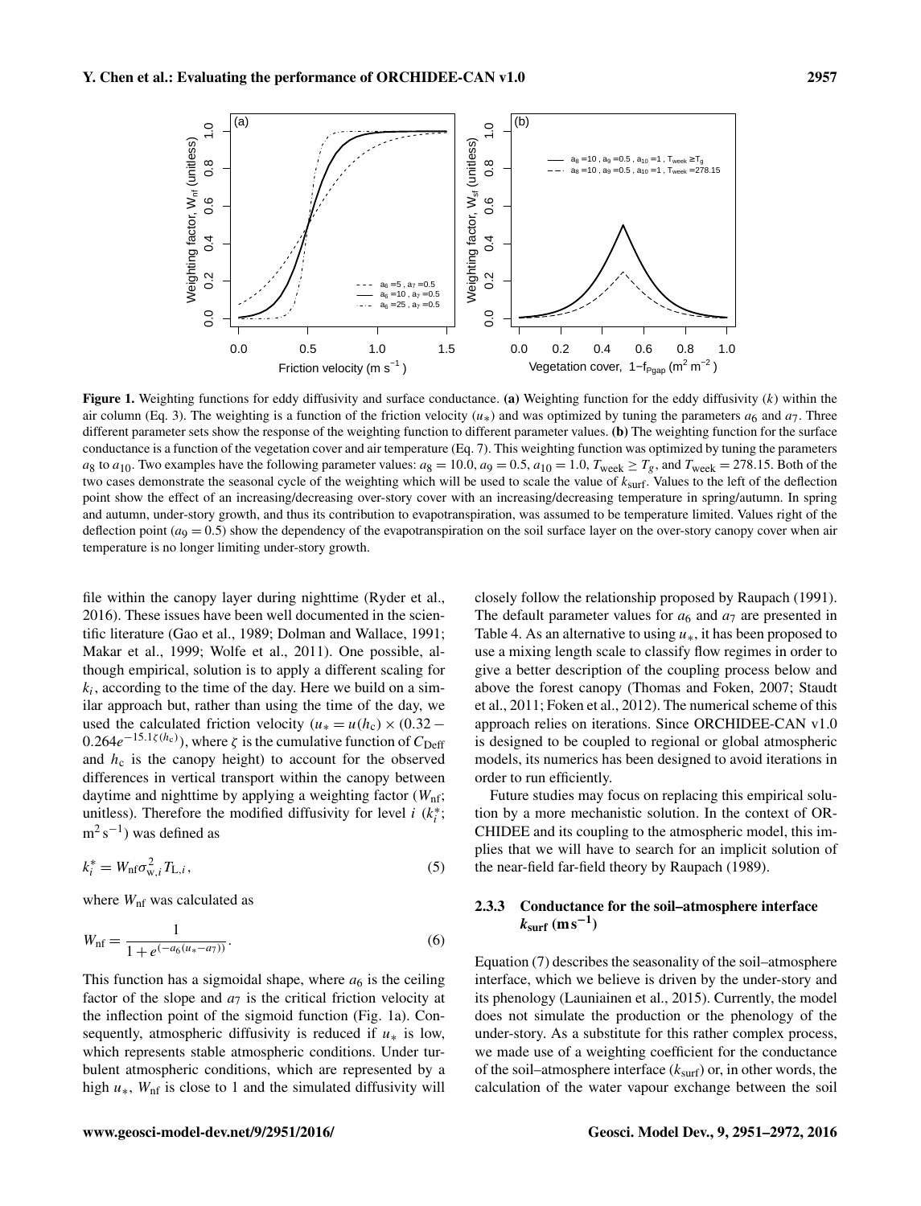**Figure 1.** Weighting functions for eddy diffusivity and surface conductance. **(a)** Weighting function for the eddy diffusivity ($k$) within the air column (Eq. 3). The weighting is a function of the friction velocity ($u_*$) and was optimized by tuning the parameters $a_6$ and $a_7$. Three different parameter sets show the response of the weighting function to different parameter values. **(b)** The weighting function for the surface conductance is a function of the vegetation cover and air temperature (Eq. 7). This weighting function was optimized by tuning the parameters $a_8$ to $a_{10}$. Two examples have the following parameter values: $a_8 = 10.0$, $a_9 = 0.5$, $a_{10} = 1.0$, $T_{\text{week}} \geq T_g$, and $T_{\text{week}} = 278.15$. Both of the two cases demonstrate the seasonal cycle of the weighting which will be used to scale the value of $k_{\text{surf}}$. Values to the left of the deflection point show the effect of an increasing/decreasing over-story cover with an increasing/decreasing temperature in spring/autumn. In spring and autumn, under-story growth, and thus its contribution to evapotranspiration, was assumed to be temperature limited. Values right of the deflection point ($a_9 = 0.5$) show the dependency of the evapotranspiration on the soil surface layer on the over-story canopy cover when air temperature is no longer limiting under-story growth.

file within the canopy layer during nighttime (Ryder et al., 2016). These issues have been well documented in the scientific literature (Gao et al., 1989; Dolman and Wallace, 1991; Makar et al., 1999; Wolfe et al., 2011). One possible, although empirical, solution is to apply a different scaling for $k_i$, according to the time of the day. Here we build on a similar approach but, rather than using the time of the day, we used the calculated friction velocity ($u_* = u(h_c) \times (0.32 - 0.264 e^{-15.1\zeta(h_c)})$, where $\zeta$ is the cumulative function of $C_{\text{Deff}}$ and $h_c$ is the canopy height) to account for the observed differences in vertical transport within the canopy between daytime and nighttime by applying a weighting factor ($W_{\text{nf}}$; unitless). Therefore the modified diffusivity for level $i$ ($k_i^*$; $\text{m}^2\,\text{s}^{-1}$) was defined as

$$k_i^* = W_{\text{nf}} \sigma_{\text{w},i}^2 T_{\text{L},i}, \tag{5}$$

where $W_{\text{nf}}$ was calculated as

$$W_{\text{nf}} = \frac{1}{1 + e^{(-a_6(u_* - a_7))}}. \tag{6}$$

This function has a sigmoidal shape, where $a_6$ is the ceiling factor of the slope and $a_7$ is the critical friction velocity at the inflection point of the sigmoid function (Fig. 1a). Consequently, atmospheric diffusivity is reduced if $u_*$ is low, which represents stable atmospheric conditions. Under turbulent atmospheric conditions, which are represented by a high $u_*$, $W_{\text{nf}}$ is close to 1 and the simulated diffusivity will closely follow the relationship proposed by Raupach (1991). The default parameter values for $a_6$ and $a_7$ are presented in Table 4. As an alternative to using $u_*$, it has been proposed to use a mixing length scale to classify flow regimes in order to give a better description of the coupling process below and above the forest canopy (Thomas and Foken, 2007; Staudt et al., 2011; Foken et al., 2012). The numerical scheme of this approach relies on iterations. Since ORCHIDEE-CAN v1.0 is designed to be coupled to regional or global atmospheric models, its numerics has been designed to avoid iterations in order to run efficiently.

Future studies may focus on replacing this empirical solution by a more mechanistic solution. In the context of ORCHIDEE and its coupling to the atmospheric model, this implies that we will have to search for an implicit solution of the near-field far-field theory by Raupach (1989).

### 2.3.3 Conductance for the soil–atmosphere interface $k_{\text{surf}}$ ($\text{m}\,\text{s}^{-1}$)

Equation (7) describes the seasonality of the soil–atmosphere interface, which we believe is driven by the under-story and its phenology (Launiainen et al., 2015). Currently, the model does not simulate the production or the phenology of the under-story. As a substitute for this rather complex process, we made use of a weighting coefficient for the conductance of the soil–atmosphere interface ($k_{\text{surf}}$) or, in other words, the calculation of the water vapour exchange between the soil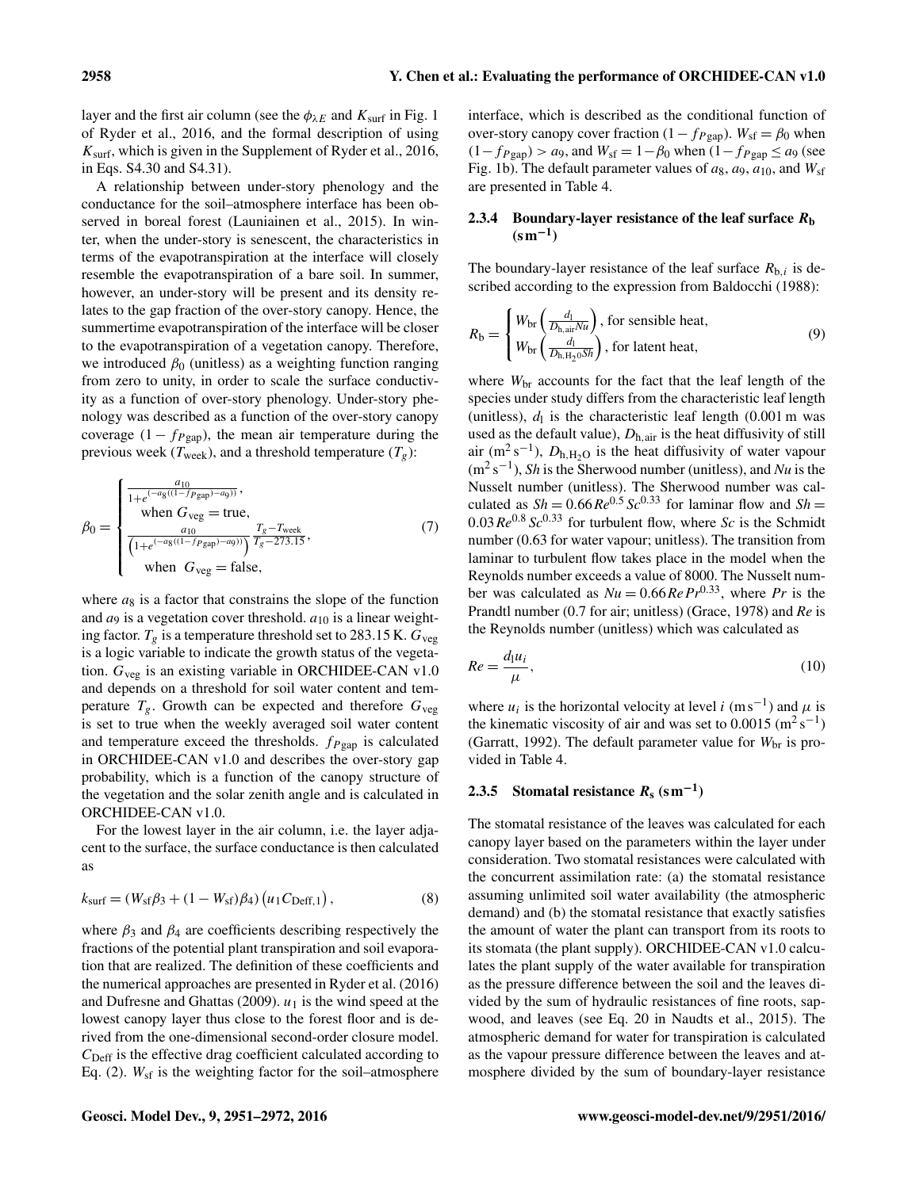layer and the first air column (see the $\phi_{\lambda E}$ and $K_{surf}$ in Fig. 1 of Ryder et al., 2016, and the formal description of using $K_{surf}$, which is given in the Supplement of Ryder et al., 2016, in Eqs. S4.30 and S4.31).

A relationship between under-story phenology and the conductance for the soil–atmosphere interface has been observed in boreal forest (Launiainen et al., 2015). In winter, when the under-story is senescent, the characteristics in terms of the evapotranspiration at the interface will closely resemble the evapotranspiration of a bare soil. In summer, however, an under-story will be present and its density relates to the gap fraction of the over-story canopy. Hence, the summertime evapotranspiration of the interface will be closer to the evapotranspiration of a vegetation canopy. Therefore, we introduced $\beta_0$ (unitless) as a weighting function ranging from zero to unity, in order to scale the surface conductivity as a function of over-story phenology. Under-story phenology was described as a function of the over-story canopy coverage $(1 - f_{P\,\mathrm{gap}})$, the mean air temperature during the previous week ($T_{week}$), and a threshold temperature ($T_g$):

$$\beta_0 = \begin{cases} \frac{a_{10}}{1+e^{(-a_8((1-f_{P\,\mathrm{gap}})-a_9))}}, \\ \quad \text{when } G_{veg} = \text{true}, \\ \frac{a_{10}}{\left(1+e^{(-a_8((1-f_{P\,\mathrm{gap}})-a_9))}\right)} \frac{T_g - T_{week}}{T_g - 273.15}, \\ \quad \text{when } G_{veg} = \text{false}, \end{cases} \tag{7}$$

where $a_8$ is a factor that constrains the slope of the function and $a_9$ is a vegetation cover threshold. $a_{10}$ is a linear weighting factor. $T_g$ is a temperature threshold set to 283.15 K. $G_{veg}$ is a logic variable to indicate the growth status of the vegetation. $G_{veg}$ is an existing variable in ORCHIDEE-CAN v1.0 and depends on a threshold for soil water content and temperature $T_g$. Growth can be expected and therefore $G_{veg}$ is set to true when the weekly averaged soil water content and temperature exceed the thresholds. $f_{P\,\mathrm{gap}}$ is calculated in ORCHIDEE-CAN v1.0 and describes the over-story gap probability, which is a function of the canopy structure of the vegetation and the solar zenith angle and is calculated in ORCHIDEE-CAN v1.0.

For the lowest layer in the air column, i.e. the layer adjacent to the surface, the surface conductance is then calculated as

$$k_{surf} = (W_{sf}\beta_3 + (1 - W_{sf})\beta_4)\left(u_1 C_{\mathrm{Deff},1}\right), \tag{8}$$

where $\beta_3$ and $\beta_4$ are coefficients describing respectively the fractions of the potential plant transpiration and soil evaporation that are realized. The definition of these coefficients and the numerical approaches are presented in Ryder et al. (2016) and Dufresne and Ghattas (2009). $u_1$ is the wind speed at the lowest canopy layer thus close to the forest floor and is derived from the one-dimensional second-order closure model. $C_{\mathrm{Deff}}$ is the effective drag coefficient calculated according to Eq. (2). $W_{sf}$ is the weighting factor for the soil–atmosphere interface, which is described as the conditional function of over-story canopy cover fraction $(1 - f_{P\,\mathrm{gap}})$. $W_{sf} = \beta_0$ when $(1 - f_{P\,\mathrm{gap}}) > a_9$, and $W_{sf} = 1 - \beta_0$ when $(1 - f_{P\,\mathrm{gap}} \le a_9$ (see Fig. 1b). The default parameter values of $a_8$, $a_9$, $a_{10}$, and $W_{sf}$ are presented in Table 4.

### 2.3.4 Boundary-layer resistance of the leaf surface $R_b$ ($\mathrm{s\,m^{-1}}$)

The boundary-layer resistance of the leaf surface $R_{b,i}$ is described according to the expression from Baldocchi (1988):

$$R_b = \begin{cases} W_{br}\left(\frac{d_l}{D_{h,air}Nu}\right), \text{ for sensible heat,} \\ W_{br}\left(\frac{d_l}{D_{h,H_2O}Sh}\right), \text{ for latent heat,} \end{cases} \tag{9}$$

where $W_{br}$ accounts for the fact that the leaf length of the species under study differs from the characteristic leaf length (unitless), $d_l$ is the characteristic leaf length (0.001 m was used as the default value), $D_{h,air}$ is the heat diffusivity of still air ($\mathrm{m^2\,s^{-1}}$), $D_{h,H_2O}$ is the heat diffusivity of water vapour ($\mathrm{m^2\,s^{-1}}$), $Sh$ is the Sherwood number (unitless), and $Nu$ is the Nusselt number (unitless). The Sherwood number was calculated as $Sh = 0.66\,Re^{0.5}\,Sc^{0.33}$ for laminar flow and $Sh = 0.03\,Re^{0.8}\,Sc^{0.33}$ for turbulent flow, where $Sc$ is the Schmidt number (0.63 for water vapour; unitless). The transition from laminar to turbulent flow takes place in the model when the Reynolds number exceeds a value of 8000. The Nusselt number was calculated as $Nu = 0.66\,Re\,Pr^{0.33}$, where $Pr$ is the Prandtl number (0.7 for air; unitless) (Grace, 1978) and $Re$ is the Reynolds number (unitless) which was calculated as

$$Re = \frac{d_l u_i}{\mu}, \tag{10}$$

where $u_i$ is the horizontal velocity at level $i$ ($\mathrm{m\,s^{-1}}$) and $\mu$ is the kinematic viscosity of air and was set to 0.0015 ($\mathrm{m^2\,s^{-1}}$) (Garratt, 1992). The default parameter value for $W_{br}$ is provided in Table 4.

### 2.3.5 Stomatal resistance $R_s$ ($\mathrm{s\,m^{-1}}$)

The stomatal resistance of the leaves was calculated for each canopy layer based on the parameters within the layer under consideration. Two stomatal resistances were calculated with the concurrent assimilation rate: (a) the stomatal resistance assuming unlimited soil water availability (the atmospheric demand) and (b) the stomatal resistance that exactly satisfies the amount of water the plant can transport from its roots to its stomata (the plant supply). ORCHIDEE-CAN v1.0 calculates the plant supply of the water available for transpiration as the pressure difference between the soil and the leaves divided by the sum of hydraulic resistances of fine roots, sapwood, and leaves (see Eq. 20 in Naudts et al., 2015). The atmospheric demand for water for transpiration is calculated as the vapour pressure difference between the leaves and atmosphere divided by the sum of boundary-layer resistance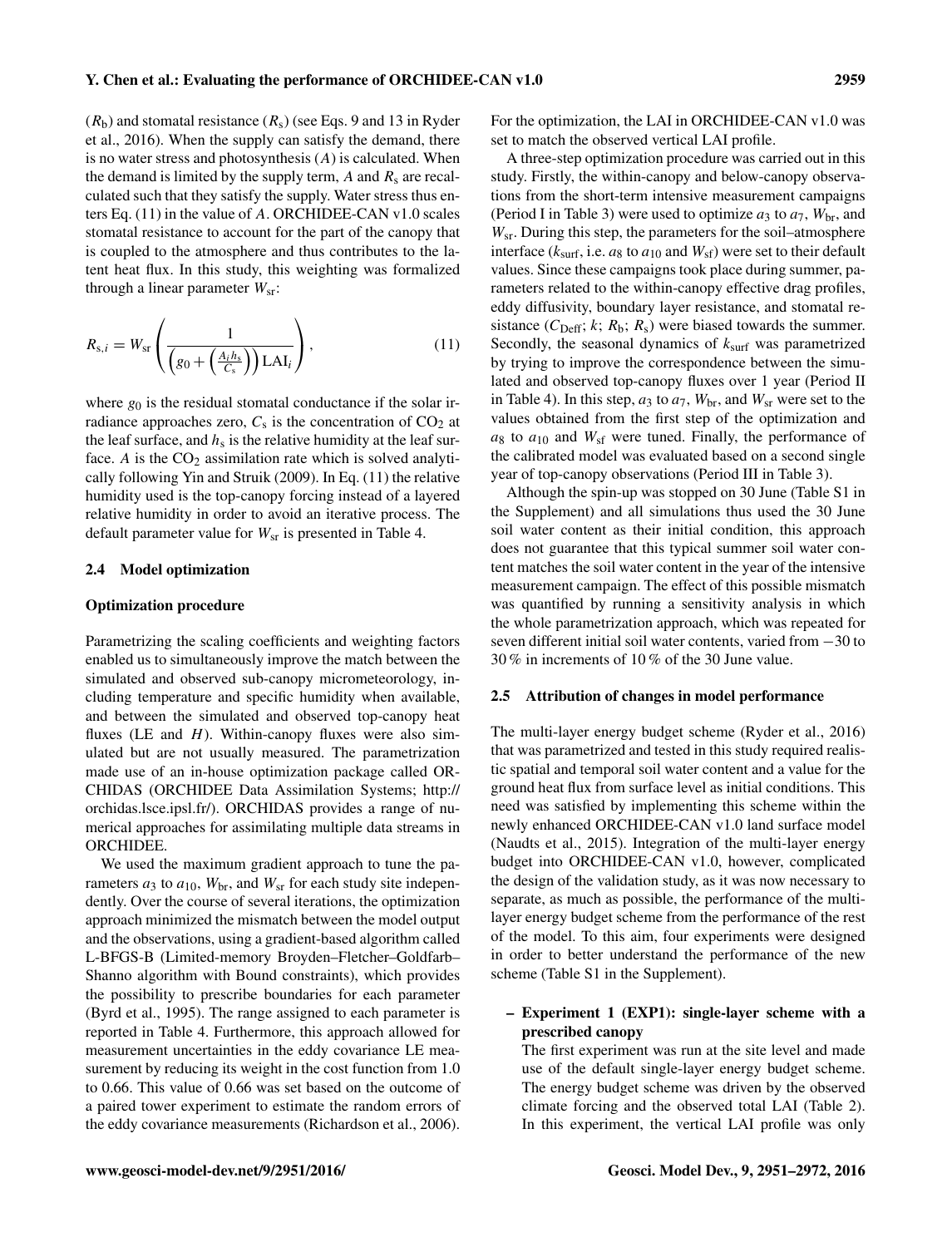($R_b$) and stomatal resistance ($R_s$) (see Eqs. 9 and 13 in Ryder et al., 2016). When the supply can satisfy the demand, there is no water stress and photosynthesis ($A$) is calculated. When the demand is limited by the supply term, $A$ and $R_s$ are recalculated such that they satisfy the supply. Water stress thus enters Eq. (11) in the value of $A$. ORCHIDEE-CAN v1.0 scales stomatal resistance to account for the part of the canopy that is coupled to the atmosphere and thus contributes to the latent heat flux. In this study, this weighting was formalized through a linear parameter $W_{sr}$:

$$R_{s,i} = W_{sr}\left(\frac{1}{\left(g_0 + \left(\frac{A_i h_s}{C_s}\right)\right)\mathrm{LAI}_i}\right), \tag{11}$$

where $g_0$ is the residual stomatal conductance if the solar irradiance approaches zero, $C_s$ is the concentration of $CO_2$ at the leaf surface, and $h_s$ is the relative humidity at the leaf surface. $A$ is the $CO_2$ assimilation rate which is solved analytically following Yin and Struik (2009). In Eq. (11) the relative humidity used is the top-canopy forcing instead of a layered relative humidity in order to avoid an iterative process. The default parameter value for $W_{sr}$ is presented in Table 4.

### 2.4 Model optimization

#### Optimization procedure

Parametrizing the scaling coefficients and weighting factors enabled us to simultaneously improve the match between the simulated and observed sub-canopy micrometeorology, including temperature and specific humidity when available, and between the simulated and observed top-canopy heat fluxes (LE and $H$). Within-canopy fluxes were also simulated but are not usually measured. The parametrization made use of an in-house optimization package called ORCHIDAS (ORCHIDEE Data Assimilation Systems; http://orchidas.lsce.ipsl.fr/). ORCHIDAS provides a range of numerical approaches for assimilating multiple data streams in ORCHIDEE.

We used the maximum gradient approach to tune the parameters $a_3$ to $a_{10}$, $W_{br}$, and $W_{sr}$ for each study site independently. Over the course of several iterations, the optimization approach minimized the mismatch between the model output and the observations, using a gradient-based algorithm called L-BFGS-B (Limited-memory Broyden–Fletcher–Goldfarb–Shanno algorithm with Bound constraints), which provides the possibility to prescribe boundaries for each parameter (Byrd et al., 1995). The range assigned to each parameter is reported in Table 4. Furthermore, this approach allowed for measurement uncertainties in the eddy covariance LE measurement by reducing its weight in the cost function from 1.0 to 0.66. This value of 0.66 was set based on the outcome of a paired tower experiment to estimate the random errors of the eddy covariance measurements (Richardson et al., 2006). For the optimization, the LAI in ORCHIDEE-CAN v1.0 was set to match the observed vertical LAI profile.

A three-step optimization procedure was carried out in this study. Firstly, the within-canopy and below-canopy observations from the short-term intensive measurement campaigns (Period I in Table 3) were used to optimize $a_3$ to $a_7$, $W_{br}$, and $W_{sr}$. During this step, the parameters for the soil–atmosphere interface ($k_{surf}$, i.e. $a_8$ to $a_{10}$ and $W_{sf}$) were set to their default values. Since these campaigns took place during summer, parameters related to the within-canopy effective drag profiles, eddy diffusivity, boundary layer resistance, and stomatal resistance ($C_{\mathrm{Deff}}$; $k$; $R_b$; $R_s$) were biased towards the summer. Secondly, the seasonal dynamics of $k_{surf}$ was parametrized by trying to improve the correspondence between the simulated and observed top-canopy fluxes over 1 year (Period II in Table 4). In this step, $a_3$ to $a_7$, $W_{br}$, and $W_{sr}$ were set to the values obtained from the first step of the optimization and $a_8$ to $a_{10}$ and $W_{sf}$ were tuned. Finally, the performance of the calibrated model was evaluated based on a second single year of top-canopy observations (Period III in Table 3).

Although the spin-up was stopped on 30 June (Table S1 in the Supplement) and all simulations thus used the 30 June soil water content as their initial condition, this approach does not guarantee that this typical summer soil water content matches the soil water content in the year of the intensive measurement campaign. The effect of this possible mismatch was quantified by running a sensitivity analysis in which the whole parametrization approach, which was repeated for seven different initial soil water contents, varied from −30 to 30 % in increments of 10 % of the 30 June value.

### 2.5 Attribution of changes in model performance

The multi-layer energy budget scheme (Ryder et al., 2016) that was parametrized and tested in this study required realistic spatial and temporal soil water content and a value for the ground heat flux from surface level as initial conditions. This need was satisfied by implementing this scheme within the newly enhanced ORCHIDEE-CAN v1.0 land surface model (Naudts et al., 2015). Integration of the multi-layer energy budget into ORCHIDEE-CAN v1.0, however, complicated the design of the validation study, as it was now necessary to separate, as much as possible, the performance of the multi-layer energy budget scheme from the performance of the rest of the model. To this aim, four experiments were designed in order to better understand the performance of the new scheme (Table S1 in the Supplement).

- **Experiment 1 (EXP1): single-layer scheme with a prescribed canopy**
  The first experiment was run at the site level and made use of the default single-layer energy budget scheme. The energy budget scheme was driven by the observed climate forcing and the observed total LAI (Table 2). In this experiment, the vertical LAI profile was only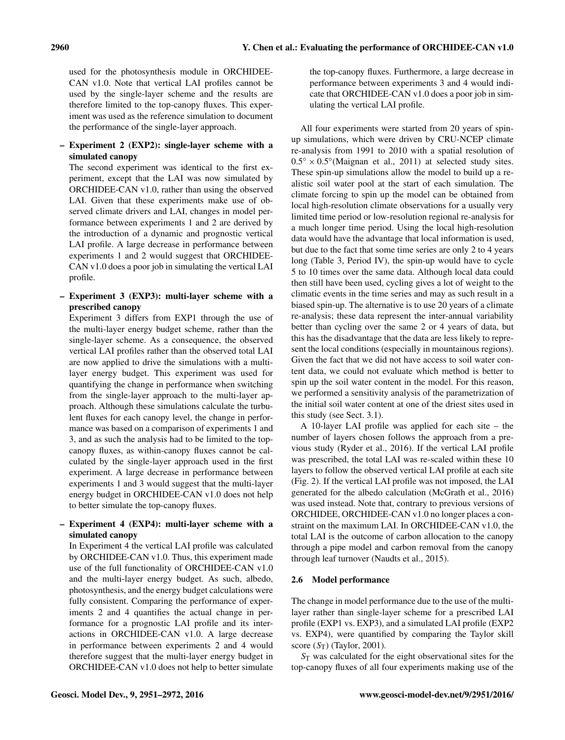used for the photosynthesis module in ORCHIDEE-CAN v1.0. Note that vertical LAI profiles cannot be used by the single-layer scheme and the results are therefore limited to the top-canopy fluxes. This experiment was used as the reference simulation to document the performance of the single-layer approach.

- **Experiment 2 (EXP2): single-layer scheme with a simulated canopy**
  The second experiment was identical to the first experiment, except that the LAI was now simulated by ORCHIDEE-CAN v1.0, rather than using the observed LAI. Given that these experiments make use of observed climate drivers and LAI, changes in model performance between experiments 1 and 2 are derived by the introduction of a dynamic and prognostic vertical LAI profile. A large decrease in performance between experiments 1 and 2 would suggest that ORCHIDEE-CAN v1.0 does a poor job in simulating the vertical LAI profile.

- **Experiment 3 (EXP3): multi-layer scheme with a prescribed canopy**
  Experiment 3 differs from EXP1 through the use of the multi-layer energy budget scheme, rather than the single-layer scheme. As a consequence, the observed vertical LAI profiles rather than the observed total LAI are now applied to drive the simulations with a multi-layer energy budget. This experiment was used for quantifying the change in performance when switching from the single-layer approach to the multi-layer approach. Although these simulations calculate the turbulent fluxes for each canopy level, the change in performance was based on a comparison of experiments 1 and 3, and as such the analysis had to be limited to the top-canopy fluxes, as within-canopy fluxes cannot be calculated by the single-layer approach used in the first experiment. A large decrease in performance between experiments 1 and 3 would suggest that the multi-layer energy budget in ORCHIDEE-CAN v1.0 does not help to better simulate the top-canopy fluxes.

- **Experiment 4 (EXP4): multi-layer scheme with a simulated canopy**
  In Experiment 4 the vertical LAI profile was calculated by ORCHIDEE-CAN v1.0. Thus, this experiment made use of the full functionality of ORCHIDEE-CAN v1.0 and the multi-layer energy budget. As such, albedo, photosynthesis, and the energy budget calculations were fully consistent. Comparing the performance of experiments 2 and 4 quantifies the actual change in performance for a prognostic LAI profile and its interactions in ORCHIDEE-CAN v1.0. A large decrease in performance between experiments 2 and 4 would therefore suggest that the multi-layer energy budget in ORCHIDEE-CAN v1.0 does not help to better simulate the top-canopy fluxes. Furthermore, a large decrease in performance between experiments 3 and 4 would indicate that ORCHIDEE-CAN v1.0 does a poor job in simulating the vertical LAI profile.

All four experiments were started from 20 years of spin-up simulations, which were driven by CRU-NCEP climate re-analysis from 1991 to 2010 with a spatial resolution of $0.5^{\circ} \times 0.5^{\circ}$(Maignan et al., 2011) at selected study sites. These spin-up simulations allow the model to build up a realistic soil water pool at the start of each simulation. The climate forcing to spin up the model can be obtained from local high-resolution climate observations for a usually very limited time period or low-resolution regional re-analysis for a much longer time period. Using the local high-resolution data would have the advantage that local information is used, but due to the fact that some time series are only 2 to 4 years long (Table 3, Period IV), the spin-up would have to cycle 5 to 10 times over the same data. Although local data could then still have been used, cycling gives a lot of weight to the climatic events in the time series and may as such result in a biased spin-up. The alternative is to use 20 years of a climate re-analysis; these data represent the inter-annual variability better than cycling over the same 2 or 4 years of data, but this has the disadvantage that the data are less likely to represent the local conditions (especially in mountainous regions). Given the fact that we did not have access to soil water content data, we could not evaluate which method is better to spin up the soil water content in the model. For this reason, we performed a sensitivity analysis of the parametrization of the initial soil water content at one of the driest sites used in this study (see Sect. 3.1).

A 10-layer LAI profile was applied for each site – the number of layers chosen follows the approach from a previous study (Ryder et al., 2016). If the vertical LAI profile was prescribed, the total LAI was re-scaled within these 10 layers to follow the observed vertical LAI profile at each site (Fig. 2). If the vertical LAI profile was not imposed, the LAI generated for the albedo calculation (McGrath et al., 2016) was used instead. Note that, contrary to previous versions of ORCHIDEE, ORCHIDEE-CAN v1.0 no longer places a constraint on the maximum LAI. In ORCHIDEE-CAN v1.0, the total LAI is the outcome of carbon allocation to the canopy through a pipe model and carbon removal from the canopy through leaf turnover (Naudts et al., 2015).

### 2.6 Model performance

The change in model performance due to the use of the multi-layer rather than single-layer scheme for a prescribed LAI profile (EXP1 vs. EXP3), and a simulated LAI profile (EXP2 vs. EXP4), were quantified by comparing the Taylor skill score ($S_T$) (Taylor, 2001).

$S_T$ was calculated for the eight observational sites for the top-canopy fluxes of all four experiments making use of the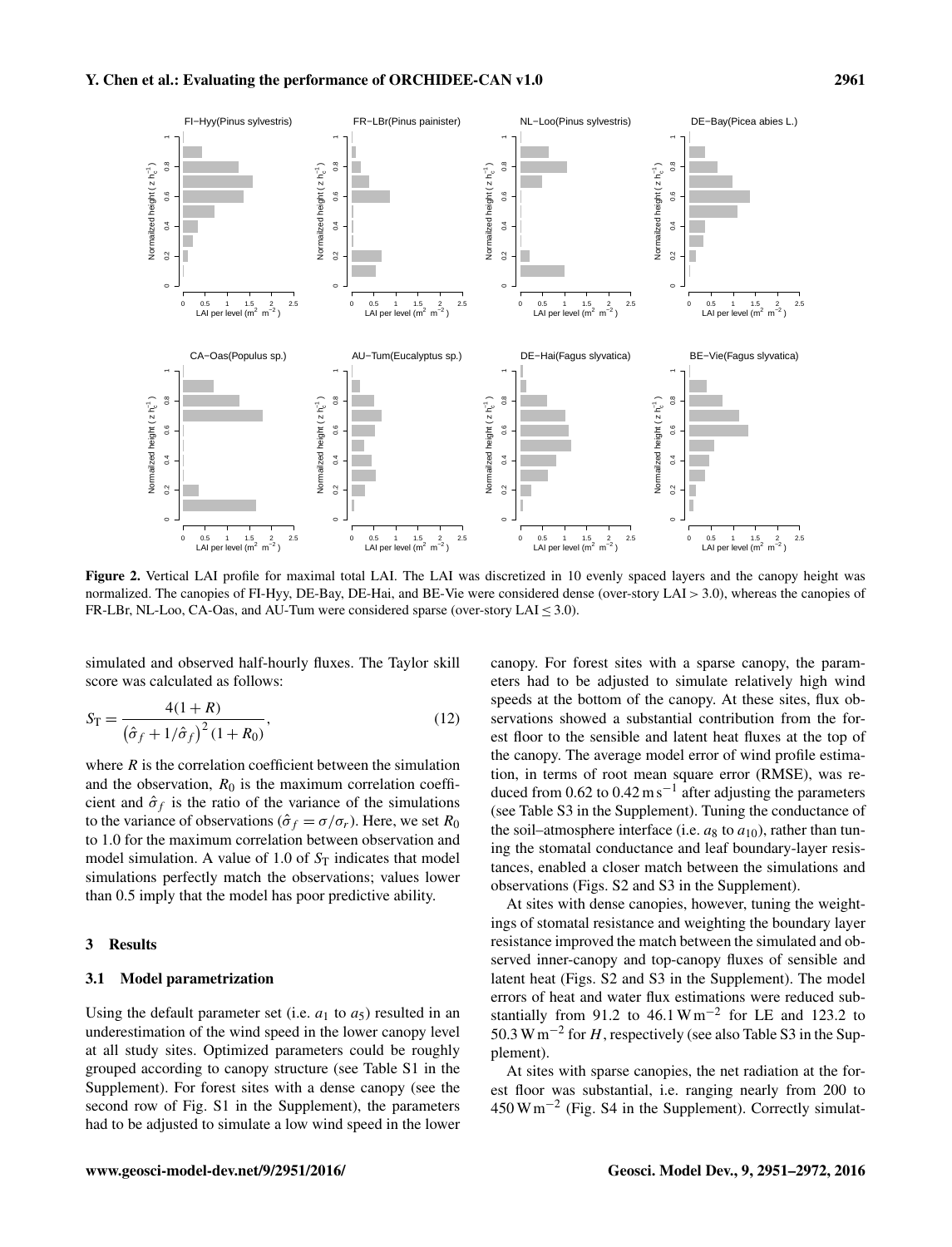Figure 2. Vertical LAI profile for maximal total LAI. The LAI was discretized in 10 evenly spaced layers and the canopy height was normalized. The canopies of FI-Hyy, DE-Bay, DE-Hai, and BE-Vie were considered dense (over-story LAI > 3.0), whereas the canopies of FR-LBr, NL-Loo, CA-Oas, and AU-Tum were considered sparse (over-story LAI ≤ 3.0).

simulated and observed half-hourly fluxes. The Taylor skill score was calculated as follows:

$$S_{\mathrm{T}} = \frac{4(1+R)}{\left(\hat{\sigma}_f + 1/\hat{\sigma}_f\right)^2 (1+R_0)}, \tag{12}$$

where $R$ is the correlation coefficient between the simulation and the observation, $R_0$ is the maximum correlation coefficient and $\hat{\sigma}_f$ is the ratio of the variance of the simulations to the variance of observations ($\hat{\sigma}_f = \sigma/\sigma_r$). Here, we set $R_0$ to 1.0 for the maximum correlation between observation and model simulation. A value of 1.0 of $S_{\mathrm{T}}$ indicates that model simulations perfectly match the observations; values lower than 0.5 imply that the model has poor predictive ability.

## 3 Results

### 3.1 Model parametrization

Using the default parameter set (i.e. $a_1$ to $a_5$) resulted in an underestimation of the wind speed in the lower canopy level at all study sites. Optimized parameters could be roughly grouped according to canopy structure (see Table S1 in the Supplement). For forest sites with a dense canopy (see the second row of Fig. S1 in the Supplement), the parameters had to be adjusted to simulate a low wind speed in the lower canopy. For forest sites with a sparse canopy, the parameters had to be adjusted to simulate relatively high wind speeds at the bottom of the canopy. At these sites, flux observations showed a substantial contribution from the forest floor to the sensible and latent heat fluxes at the top of the canopy. The average model error of wind profile estimation, in terms of root mean square error (RMSE), was reduced from 0.62 to 0.42 $\mathrm{m\,s^{-1}}$ after adjusting the parameters (see Table S3 in the Supplement). Tuning the conductance of the soil–atmosphere interface (i.e. $a_8$ to $a_{10}$), rather than tuning the stomatal conductance and leaf boundary-layer resistances, enabled a closer match between the simulations and observations (Figs. S2 and S3 in the Supplement).

At sites with dense canopies, however, tuning the weightings of stomatal resistance and weighting the boundary layer resistance improved the match between the simulated and observed inner-canopy and top-canopy fluxes of sensible and latent heat (Figs. S2 and S3 in the Supplement). The model errors of heat and water flux estimations were reduced substantially from 91.2 to 46.1 $\mathrm{W\,m^{-2}}$ for LE and 123.2 to 50.3 $\mathrm{W\,m^{-2}}$ for $H$, respectively (see also Table S3 in the Supplement).

At sites with sparse canopies, the net radiation at the forest floor was substantial, i.e. ranging nearly from 200 to 450 $\mathrm{W\,m^{-2}}$ (Fig. S4 in the Supplement). Correctly simulat-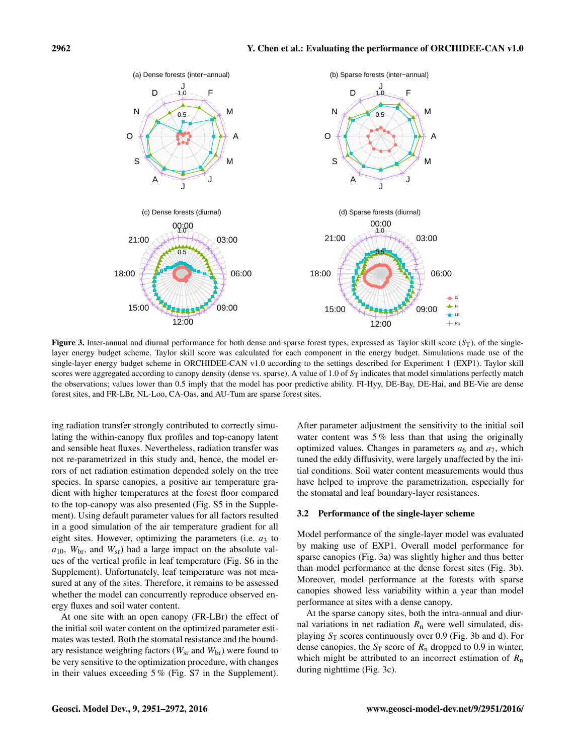**Figure 3.** Inter-annual and diurnal performance for both dense and sparse forest types, expressed as Taylor skill score ($S_T$), of the single-layer energy budget scheme. Taylor skill score was calculated for each component in the energy budget. Simulations made use of the single-layer energy budget scheme in ORCHIDEE-CAN v1.0 according to the settings described for Experiment 1 (EXP1). Taylor skill scores were aggregated according to canopy density (dense vs. sparse). A value of 1.0 of $S_T$ indicates that model simulations perfectly match the observations; values lower than 0.5 imply that the model has poor predictive ability. FI-Hyy, DE-Bay, DE-Hai, and BE-Vie are dense forest sites, and FR-LBr, NL-Loo, CA-Oas, and AU-Tum are sparse forest sites.

ing radiation transfer strongly contributed to correctly simulating the within-canopy flux profiles and top-canopy latent and sensible heat fluxes. Nevertheless, radiation transfer was not re-parametrized in this study and, hence, the model errors of net radiation estimation depended solely on the tree species. In sparse canopies, a positive air temperature gradient with higher temperatures at the forest floor compared to the top-canopy was also presented (Fig. S5 in the Supplement). Using default parameter values for all factors resulted in a good simulation of the air temperature gradient for all eight sites. However, optimizing the parameters (i.e. $a_3$ to $a_{10}$, $W_{br}$, and $W_{sr}$) had a large impact on the absolute values of the vertical profile in leaf temperature (Fig. S6 in the Supplement). Unfortunately, leaf temperature was not measured at any of the sites. Therefore, it remains to be assessed whether the model can concurrently reproduce observed energy fluxes and soil water content.

At one site with an open canopy (FR-LBr) the effect of the initial soil water content on the optimized parameter estimates was tested. Both the stomatal resistance and the boundary resistance weighting factors ($W_{sr}$ and $W_{br}$) were found to be very sensitive to the optimization procedure, with changes in their values exceeding 5 % (Fig. S7 in the Supplement). After parameter adjustment the sensitivity to the initial soil water content was 5 % less than that using the originally optimized values. Changes in parameters $a_6$ and $a_7$, which tuned the eddy diffusivity, were largely unaffected by the initial conditions. Soil water content measurements would thus have helped to improve the parametrization, especially for the stomatal and leaf boundary-layer resistances.

### 3.2 Performance of the single-layer scheme

Model performance of the single-layer model was evaluated by making use of EXP1. Overall model performance for sparse canopies (Fig. 3a) was slightly higher and thus better than model performance at the dense forest sites (Fig. 3b). Moreover, model performance at the forests with sparse canopies showed less variability within a year than model performance at sites with a dense canopy.

At the sparse canopy sites, both the intra-annual and diurnal variations in net radiation $R_n$ were well simulated, displaying $S_T$ scores continuously over 0.9 (Fig. 3b and d). For dense canopies, the $S_T$ score of $R_n$ dropped to 0.9 in winter, which might be attributed to an incorrect estimation of $R_n$ during nighttime (Fig. 3c).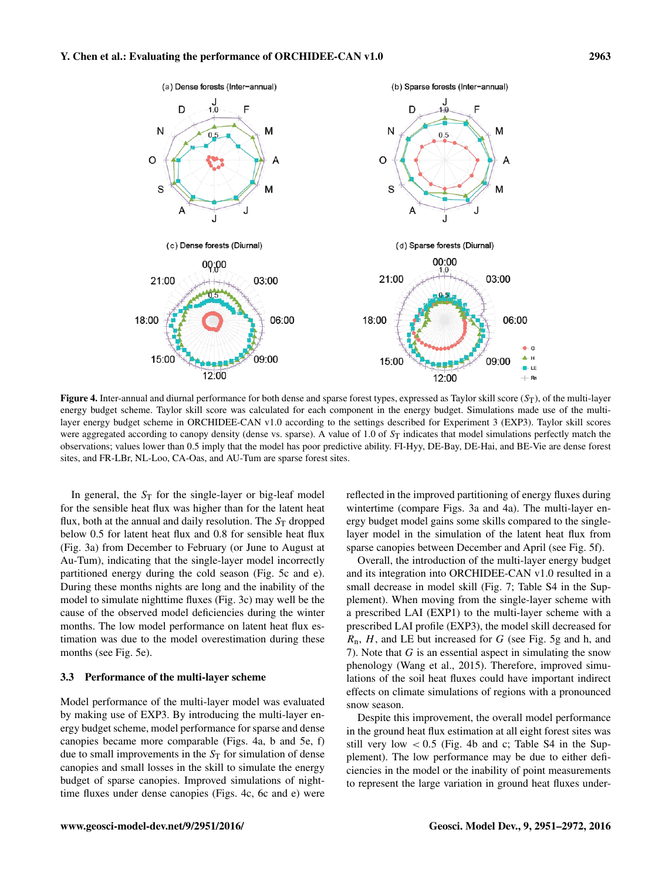**Figure 4.** Inter-annual and diurnal performance for both dense and sparse forest types, expressed as Taylor skill score ($S_T$), of the multi-layer energy budget scheme. Taylor skill score was calculated for each component in the energy budget. Simulations made use of the multi-layer energy budget scheme in ORCHIDEE-CAN v1.0 according to the settings described for Experiment 3 (EXP3). Taylor skill scores were aggregated according to canopy density (dense vs. sparse). A value of 1.0 of $S_T$ indicates that model simulations perfectly match the observations; values lower than 0.5 imply that the model has poor predictive ability. FI-Hyy, DE-Bay, DE-Hai, and BE-Vie are dense forest sites, and FR-LBr, NL-Loo, CA-Oas, and AU-Tum are sparse forest sites.

In general, the $S_T$ for the single-layer or big-leaf model for the sensible heat flux was higher than for the latent heat flux, both at the annual and daily resolution. The $S_T$ dropped below 0.5 for latent heat flux and 0.8 for sensible heat flux (Fig. 3a) from December to February (or June to August at Au-Tum), indicating that the single-layer model incorrectly partitioned energy during the cold season (Fig. 5c and e). During these months nights are long and the inability of the model to simulate nighttime fluxes (Fig. 3c) may well be the cause of the observed model deficiencies during the winter months. The low model performance on latent heat flux estimation was due to the model overestimation during these months (see Fig. 5e).

### 3.3 Performance of the multi-layer scheme

Model performance of the multi-layer model was evaluated by making use of EXP3. By introducing the multi-layer energy budget scheme, model performance for sparse and dense canopies became more comparable (Figs. 4a, b and 5e, f) due to small improvements in the $S_T$ for simulation of dense canopies and small losses in the skill to simulate the energy budget of sparse canopies. Improved simulations of nighttime fluxes under dense canopies (Figs. 4c, 6c and e) were reflected in the improved partitioning of energy fluxes during wintertime (compare Figs. 3a and 4a). The multi-layer energy budget model gains some skills compared to the single-layer model in the simulation of the latent heat flux from sparse canopies between December and April (see Fig. 5f).

Overall, the introduction of the multi-layer energy budget and its integration into ORCHIDEE-CAN v1.0 resulted in a small decrease in model skill (Fig. 7; Table S4 in the Supplement). When moving from the single-layer scheme with a prescribed LAI (EXP1) to the multi-layer scheme with a prescribed LAI profile (EXP3), the model skill decreased for $R_n$, $H$, and LE but increased for $G$ (see Fig. 5g and h, and 7). Note that $G$ is an essential aspect in simulating the snow phenology (Wang et al., 2015). Therefore, improved simulations of the soil heat fluxes could have important indirect effects on climate simulations of regions with a pronounced snow season.

Despite this improvement, the overall model performance in the ground heat flux estimation at all eight forest sites was still very low $< 0.5$ (Fig. 4b and c; Table S4 in the Supplement). The low performance may be due to either deficiencies in the model or the inability of point measurements to represent the large variation in ground heat fluxes under-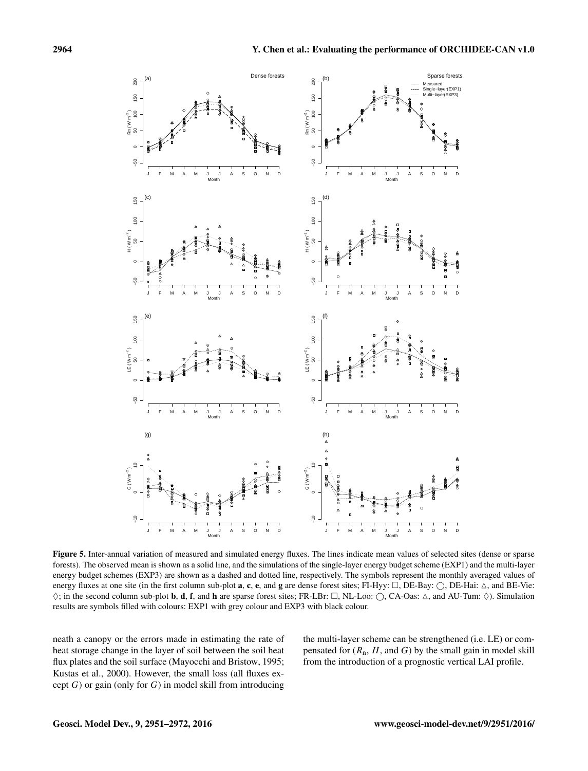**Figure 5.** Inter-annual variation of measured and simulated energy fluxes. The lines indicate mean values of selected sites (dense or sparse forests). The observed mean is shown as a solid line, and the simulations of the single-layer energy budget scheme (EXP1) and the multi-layer energy budget schemes (EXP3) are shown as a dashed and dotted line, respectively. The symbols represent the monthly averaged values of energy fluxes at one site (in the first column sub-plot **a**, **c**, **e**, and **g** are dense forest sites; FI-Hyy: □, DE-Bay: ○, DE-Hai: △, and BE-Vie: ◊; in the second column sub-plot **b**, **d**, **f**, and **h** are sparse forest sites; FR-LBr: □, NL-Loo: ○, CA-Oas: △, and AU-Tum: ◊). Simulation results are symbols filled with colours: EXP1 with grey colour and EXP3 with black colour.

neath a canopy or the errors made in estimating the rate of heat storage change in the layer of soil between the soil heat flux plates and the soil surface (Mayocchi and Bristow, 1995; Kustas et al., 2000). However, the small loss (all fluxes except $G$) or gain (only for $G$) in model skill from introducing the multi-layer scheme can be strengthened (i.e. LE) or compensated for ($R_n$, $H$, and $G$) by the small gain in model skill from the introduction of a prognostic vertical LAI profile.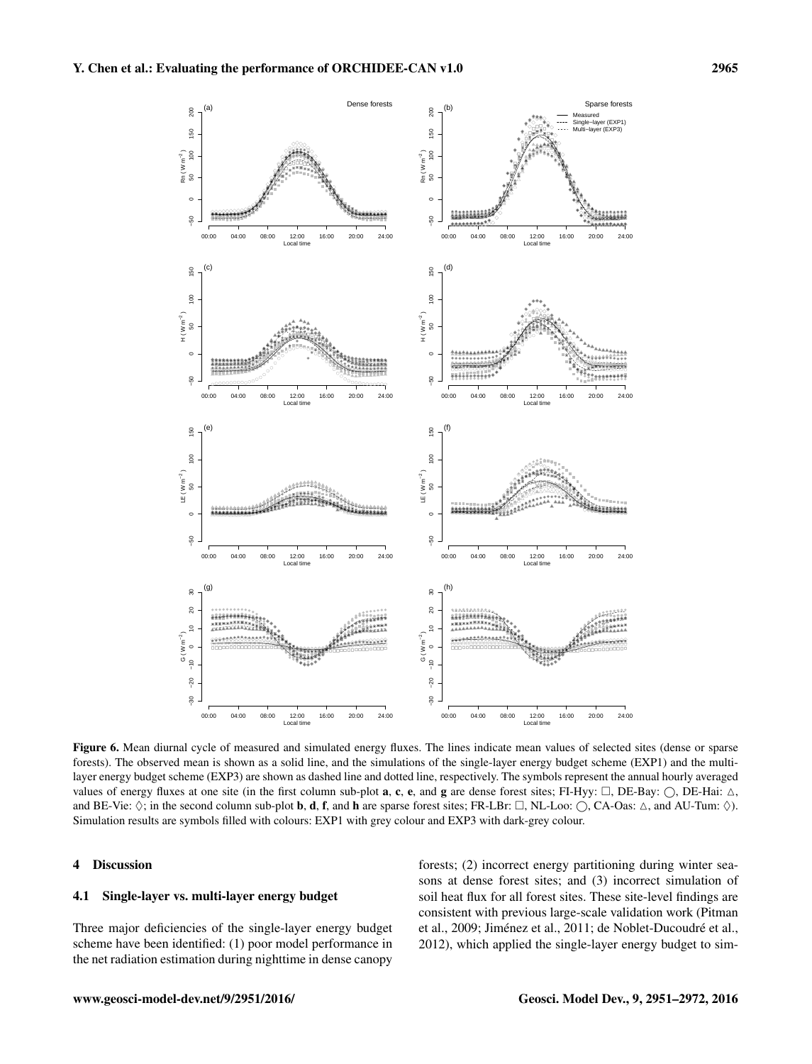**Figure 6.** Mean diurnal cycle of measured and simulated energy fluxes. The lines indicate mean values of selected sites (dense or sparse forests). The observed mean is shown as a solid line, and the simulations of the single-layer energy budget scheme (EXP1) and the multi-layer energy budget scheme (EXP3) are shown as dashed line and dotted line, respectively. The symbols represent the annual hourly averaged values of energy fluxes at one site (in the first column sub-plot **a**, **c**, **e**, and **g** are dense forest sites; FI-Hyy: □, DE-Bay: ◯, DE-Hai: △, and BE-Vie: ◇; in the second column sub-plot **b**, **d**, **f**, and **h** are sparse forest sites; FR-LBr: □, NL-Loo: ◯, CA-Oas: △, and AU-Tum: ◇). Simulation results are symbols filled with colours: EXP1 with grey colour and EXP3 with dark-grey colour.

## 4 Discussion

### 4.1 Single-layer vs. multi-layer energy budget

Three major deficiencies of the single-layer energy budget scheme have been identified: (1) poor model performance in the net radiation estimation during nighttime in dense canopy forests; (2) incorrect energy partitioning during winter seasons at dense forest sites; and (3) incorrect simulation of soil heat flux for all forest sites. These site-level findings are consistent with previous large-scale validation work (Pitman et al., 2009; Jiménez et al., 2011; de Noblet-Ducoudré et al., 2012), which applied the single-layer energy budget to sim-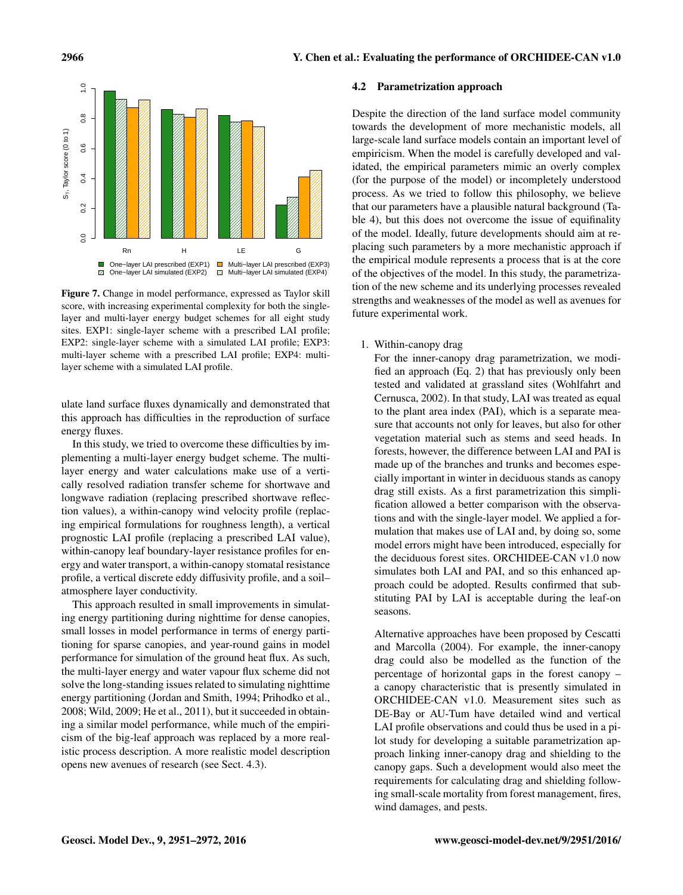$S_T$, Taylor score (0 to 1)

1.0
0.8
0.6
0.4
0.2
0.0

Rn
H
LE
G

One−layer LAI prescribed (EXP1)
One−layer LAI simulated (EXP2)
Multi−layer LAI prescribed (EXP3)
Multi−layer LAI simulated (EXP4)

**Figure 7.** Change in model performance, expressed as Taylor skill score, with increasing experimental complexity for both the single-layer and multi-layer energy budget schemes for all eight study sites. EXP1: single-layer scheme with a prescribed LAI profile; EXP2: single-layer scheme with a simulated LAI profile; EXP3: multi-layer scheme with a prescribed LAI profile; EXP4: multi-layer scheme with a simulated LAI profile.

ulate land surface fluxes dynamically and demonstrated that this approach has difficulties in the reproduction of surface energy fluxes.

In this study, we tried to overcome these difficulties by implementing a multi-layer energy budget scheme. The multi-layer energy and water calculations make use of a vertically resolved radiation transfer scheme for shortwave and longwave radiation (replacing prescribed shortwave reflection values), a within-canopy wind velocity profile (replacing empirical formulations for roughness length), a vertical prognostic LAI profile (replacing a prescribed LAI value), within-canopy leaf boundary-layer resistance profiles for energy and water transport, a within-canopy stomatal resistance profile, a vertical discrete eddy diffusivity profile, and a soil–atmosphere layer conductivity.

This approach resulted in small improvements in simulating energy partitioning during nighttime for dense canopies, small losses in model performance in terms of energy partitioning for sparse canopies, and year-round gains in model performance for simulation of the ground heat flux. As such, the multi-layer energy and water vapour flux scheme did not solve the long-standing issues related to simulating nighttime energy partitioning (Jordan and Smith, 1994; Prihodko et al., 2008; Wild, 2009; He et al., 2011), but it succeeded in obtaining a similar model performance, while much of the empiricism of the big-leaf approach was replaced by a more realistic process description. A more realistic model description opens new avenues of research (see Sect. 4.3).

## 4.2 Parametrization approach

Despite the direction of the land surface model community towards the development of more mechanistic models, all large-scale land surface models contain an important level of empiricism. When the model is carefully developed and validated, the empirical parameters mimic an overly complex (for the purpose of the model) or incompletely understood process. As we tried to follow this philosophy, we believe that our parameters have a plausible natural background (Table 4), but this does not overcome the issue of equifinality of the model. Ideally, future developments should aim at replacing such parameters by a more mechanistic approach if the empirical module represents a process that is at the core of the objectives of the model. In this study, the parametrization of the new scheme and its underlying processes revealed strengths and weaknesses of the model as well as avenues for future experimental work.

1. Within-canopy drag

   For the inner-canopy drag parametrization, we modified an approach (Eq. 2) that has previously only been tested and validated at grassland sites (Wohlfahrt and Cernusca, 2002). In that study, LAI was treated as equal to the plant area index (PAI), which is a separate measure that accounts not only for leaves, but also for other vegetation material such as stems and seed heads. In forests, however, the difference between LAI and PAI is made up of the branches and trunks and becomes especially important in winter in deciduous stands as canopy drag still exists. As a first parametrization this simplification allowed a better comparison with the observations and with the single-layer model. We applied a formulation that makes use of LAI and, by doing so, some model errors might have been introduced, especially for the deciduous forest sites. ORCHIDEE-CAN v1.0 now simulates both LAI and PAI, and so this enhanced approach could be adopted. Results confirmed that substituting PAI by LAI is acceptable during the leaf-on seasons.

   Alternative approaches have been proposed by Cescatti and Marcolla (2004). For example, the inner-canopy drag could also be modelled as the function of the percentage of horizontal gaps in the forest canopy – a canopy characteristic that is presently simulated in ORCHIDEE-CAN v1.0. Measurement sites such as DE-Bay or AU-Tum have detailed wind and vertical LAI profile observations and could thus be used in a pilot study for developing a suitable parametrization approach linking inner-canopy drag and shielding to the canopy gaps. Such a development would also meet the requirements for calculating drag and shielding following small-scale mortality from forest management, fires, wind damages, and pests.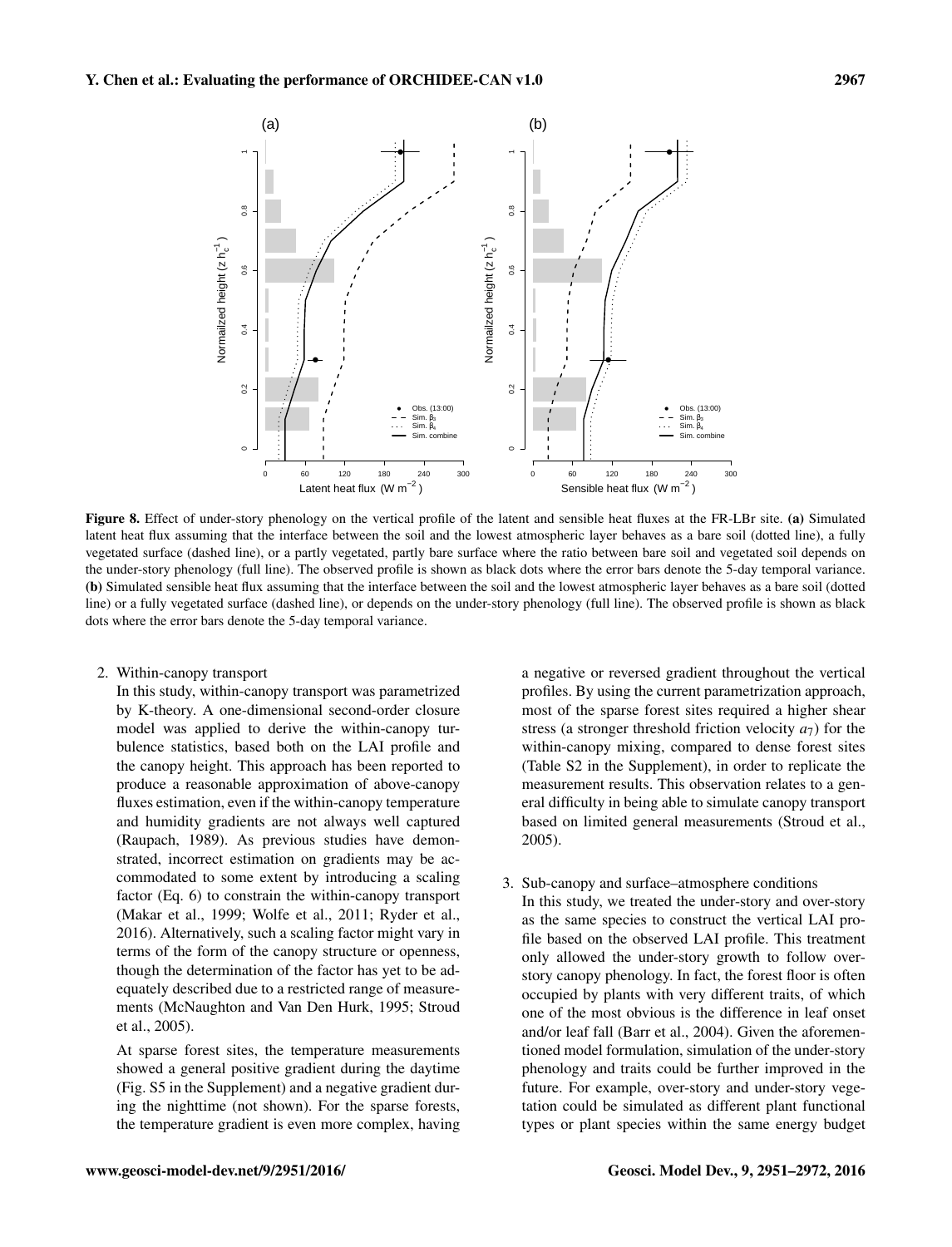**Figure 8.** Effect of under-story phenology on the vertical profile of the latent and sensible heat fluxes at the FR-LBr site. **(a)** Simulated latent heat flux assuming that the interface between the soil and the lowest atmospheric layer behaves as a bare soil (dotted line), a fully vegetated surface (dashed line), or a partly vegetated, partly bare surface where the ratio between bare soil and vegetated soil depends on the under-story phenology (full line). The observed profile is shown as black dots where the error bars denote the 5-day temporal variance. **(b)** Simulated sensible heat flux assuming that the interface between the soil and the lowest atmospheric layer behaves as a bare soil (dotted line) or a fully vegetated surface (dashed line), or depends on the under-story phenology (full line). The observed profile is shown as black dots where the error bars denote the 5-day temporal variance.

2. Within-canopy transport

   In this study, within-canopy transport was parametrized by K-theory. A one-dimensional second-order closure model was applied to derive the within-canopy turbulence statistics, based both on the LAI profile and the canopy height. This approach has been reported to produce a reasonable approximation of above-canopy fluxes estimation, even if the within-canopy temperature and humidity gradients are not always well captured (Raupach, 1989). As previous studies have demonstrated, incorrect estimation on gradients may be accommodated to some extent by introducing a scaling factor (Eq. 6) to constrain the within-canopy transport (Makar et al., 1999; Wolfe et al., 2011; Ryder et al., 2016). Alternatively, such a scaling factor might vary in terms of the form of the canopy structure or openness, though the determination of the factor has yet to be adequately described due to a restricted range of measurements (McNaughton and Van Den Hurk, 1995; Stroud et al., 2005).

   At sparse forest sites, the temperature measurements showed a general positive gradient during the daytime (Fig. S5 in the Supplement) and a negative gradient during the nighttime (not shown). For the sparse forests, the temperature gradient is even more complex, having a negative or reversed gradient throughout the vertical profiles. By using the current parametrization approach, most of the sparse forest sites required a higher shear stress (a stronger threshold friction velocity $a_7$) for the within-canopy mixing, compared to dense forest sites (Table S2 in the Supplement), in order to replicate the measurement results. This observation relates to a general difficulty in being able to simulate canopy transport based on limited general measurements (Stroud et al., 2005).

3. Sub-canopy and surface–atmosphere conditions

   In this study, we treated the under-story and over-story as the same species to construct the vertical LAI profile based on the observed LAI profile. This treatment only allowed the under-story growth to follow over-story canopy phenology. In fact, the forest floor is often occupied by plants with very different traits, of which one of the most obvious is the difference in leaf onset and/or leaf fall (Barr et al., 2004). Given the aforementioned model formulation, simulation of the under-story phenology and traits could be further improved in the future. For example, over-story and under-story vegetation could be simulated as different plant functional types or plant species within the same energy budget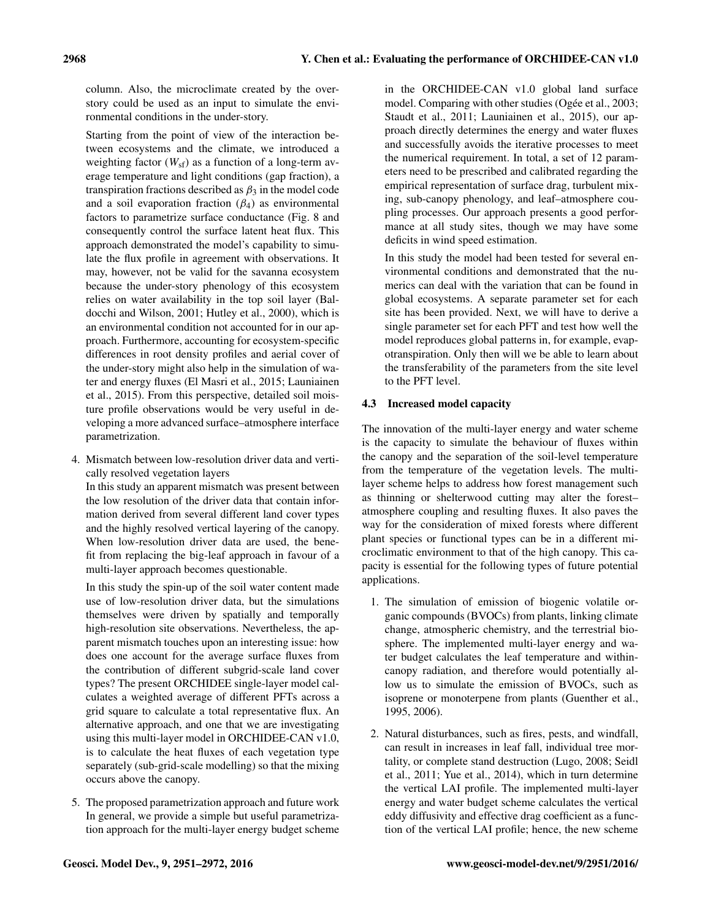column. Also, the microclimate created by the overstory could be used as an input to simulate the environmental conditions in the under-story.

Starting from the point of view of the interaction between ecosystems and the climate, we introduced a weighting factor ($W_{sf}$) as a function of a long-term average temperature and light conditions (gap fraction), a transpiration fractions described as $\beta_3$ in the model code and a soil evaporation fraction ($\beta_4$) as environmental factors to parametrize surface conductance (Fig. 8 and consequently control the surface latent heat flux. This approach demonstrated the model's capability to simulate the flux profile in agreement with observations. It may, however, not be valid for the savanna ecosystem because the under-story phenology of this ecosystem relies on water availability in the top soil layer (Baldocchi and Wilson, 2001; Hutley et al., 2000), which is an environmental condition not accounted for in our approach. Furthermore, accounting for ecosystem-specific differences in root density profiles and aerial cover of the under-story might also help in the simulation of water and energy fluxes (El Masri et al., 2015; Launiainen et al., 2015). From this perspective, detailed soil moisture profile observations would be very useful in developing a more advanced surface–atmosphere interface parametrization.

4. Mismatch between low-resolution driver data and vertically resolved vegetation layers

   In this study an apparent mismatch was present between the low resolution of the driver data that contain information derived from several different land cover types and the highly resolved vertical layering of the canopy. When low-resolution driver data are used, the benefit from replacing the big-leaf approach in favour of a multi-layer approach becomes questionable.

   In this study the spin-up of the soil water content made use of low-resolution driver data, but the simulations themselves were driven by spatially and temporally high-resolution site observations. Nevertheless, the apparent mismatch touches upon an interesting issue: how does one account for the average surface fluxes from the contribution of different subgrid-scale land cover types? The present ORCHIDEE single-layer model calculates a weighted average of different PFTs across a grid square to calculate a total representative flux. An alternative approach, and one that we are investigating using this multi-layer model in ORCHIDEE-CAN v1.0, is to calculate the heat fluxes of each vegetation type separately (sub-grid-scale modelling) so that the mixing occurs above the canopy.

5. The proposed parametrization approach and future work

   In general, we provide a simple but useful parametrization approach for the multi-layer energy budget scheme in the ORCHIDEE-CAN v1.0 global land surface model. Comparing with other studies (Ogée et al., 2003; Staudt et al., 2011; Launiainen et al., 2015), our approach directly determines the energy and water fluxes and successfully avoids the iterative processes to meet the numerical requirement. In total, a set of 12 parameters need to be prescribed and calibrated regarding the empirical representation of surface drag, turbulent mixing, sub-canopy phenology, and leaf–atmosphere coupling processes. Our approach presents a good performance at all study sites, though we may have some deficits in wind speed estimation.

   In this study the model had been tested for several environmental conditions and demonstrated that the numerics can deal with the variation that can be found in global ecosystems. A separate parameter set for each site has been provided. Next, we will have to derive a single parameter set for each PFT and test how well the model reproduces global patterns in, for example, evapotranspiration. Only then will we be able to learn about the transferability of the parameters from the site level to the PFT level.

### 4.3 Increased model capacity

The innovation of the multi-layer energy and water scheme is the capacity to simulate the behaviour of fluxes within the canopy and the separation of the soil-level temperature from the temperature of the vegetation levels. The multi-layer scheme helps to address how forest management such as thinning or shelterwood cutting may alter the forest–atmosphere coupling and resulting fluxes. It also paves the way for the consideration of mixed forests where different plant species or functional types can be in a different microclimatic environment to that of the high canopy. This capacity is essential for the following types of future potential applications.

1. The simulation of emission of biogenic volatile organic compounds (BVOCs) from plants, linking climate change, atmospheric chemistry, and the terrestrial biosphere. The implemented multi-layer energy and water budget calculates the leaf temperature and within-canopy radiation, and therefore would potentially allow us to simulate the emission of BVOCs, such as isoprene or monoterpene from plants (Guenther et al., 1995, 2006).

2. Natural disturbances, such as fires, pests, and windfall, can result in increases in leaf fall, individual tree mortality, or complete stand destruction (Lugo, 2008; Seidl et al., 2011; Yue et al., 2014), which in turn determine the vertical LAI profile. The implemented multi-layer energy and water budget scheme calculates the vertical eddy diffusivity and effective drag coefficient as a function of the vertical LAI profile; hence, the new scheme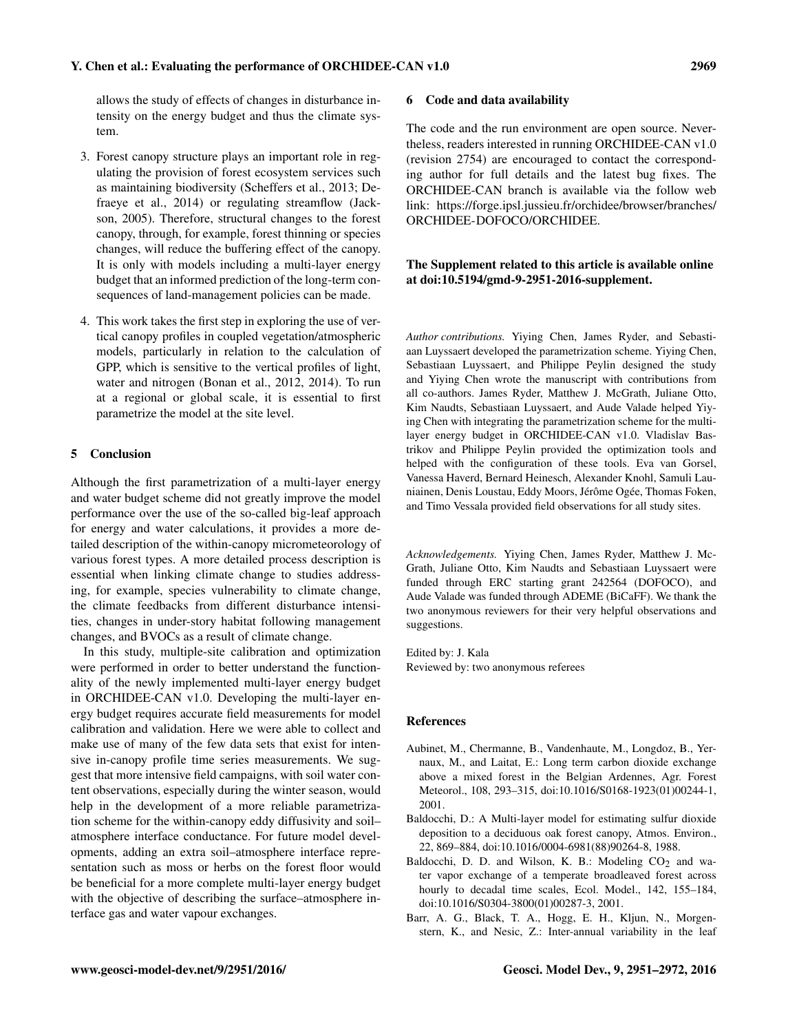allows the study of effects of changes in disturbance intensity on the energy budget and thus the climate system.

3. Forest canopy structure plays an important role in regulating the provision of forest ecosystem services such as maintaining biodiversity (Scheffers et al., 2013; Defraeye et al., 2014) or regulating streamflow (Jackson, 2005). Therefore, structural changes to the forest canopy, through, for example, forest thinning or species changes, will reduce the buffering effect of the canopy. It is only with models including a multi-layer energy budget that an informed prediction of the long-term consequences of land-management policies can be made.

4. This work takes the first step in exploring the use of vertical canopy profiles in coupled vegetation/atmospheric models, particularly in relation to the calculation of GPP, which is sensitive to the vertical profiles of light, water and nitrogen (Bonan et al., 2012, 2014). To run at a regional or global scale, it is essential to first parametrize the model at the site level.

## 5 Conclusion

Although the first parametrization of a multi-layer energy and water budget scheme did not greatly improve the model performance over the use of the so-called big-leaf approach for energy and water calculations, it provides a more detailed description of the within-canopy micrometeorology of various forest types. A more detailed process description is essential when linking climate change to studies addressing, for example, species vulnerability to climate change, the climate feedbacks from different disturbance intensities, changes in under-story habitat following management changes, and BVOCs as a result of climate change.

In this study, multiple-site calibration and optimization were performed in order to better understand the functionality of the newly implemented multi-layer energy budget in ORCHIDEE-CAN v1.0. Developing the multi-layer energy budget requires accurate field measurements for model calibration and validation. Here we were able to collect and make use of many of the few data sets that exist for intensive in-canopy profile time series measurements. We suggest that more intensive field campaigns, with soil water content observations, especially during the winter season, would help in the development of a more reliable parametrization scheme for the within-canopy eddy diffusivity and soil–atmosphere interface conductance. For future model developments, adding an extra soil–atmosphere interface representation such as moss or herbs on the forest floor would be beneficial for a more complete multi-layer energy budget with the objective of describing the surface–atmosphere interface gas and water vapour exchanges.

## 6 Code and data availability

The code and the run environment are open source. Nevertheless, readers interested in running ORCHIDEE-CAN v1.0 (revision 2754) are encouraged to contact the corresponding author for full details and the latest bug fixes. The ORCHIDEE-CAN branch is available via the follow web link: https://forge.ipsl.jussieu.fr/orchidee/browser/branches/ORCHIDEE-DOFOCO/ORCHIDEE.

**The Supplement related to this article is available online at doi:10.5194/gmd-9-2951-2016-supplement.**

*Author contributions.* Yiying Chen, James Ryder, and Sebastiaan Luyssaert developed the parametrization scheme. Yiying Chen, Sebastiaan Luyssaert, and Philippe Peylin designed the study and Yiying Chen wrote the manuscript with contributions from all co-authors. James Ryder, Matthew J. McGrath, Juliane Otto, Kim Naudts, Sebastiaan Luyssaert, and Aude Valade helped Yiying Chen with integrating the parametrization scheme for the multi-layer energy budget in ORCHIDEE-CAN v1.0. Vladislav Bastrikov and Philippe Peylin provided the optimization tools and helped with the configuration of these tools. Eva van Gorsel, Vanessa Haverd, Bernard Heinesch, Alexander Knohl, Samuli Launiainen, Denis Loustau, Eddy Moors, Jérôme Ogée, Thomas Foken, and Timo Vessala provided field observations for all study sites.

*Acknowledgements.* Yiying Chen, James Ryder, Matthew J. McGrath, Juliane Otto, Kim Naudts and Sebastiaan Luyssaert were funded through ERC starting grant 242564 (DOFOCO), and Aude Valade was funded through ADEME (BiCaFF). We thank the two anonymous reviewers for their very helpful observations and suggestions.

Edited by: J. Kala
Reviewed by: two anonymous referees

## References

Aubinet, M., Chermanne, B., Vandenhaute, M., Longdoz, B., Yernaux, M., and Laitat, E.: Long term carbon dioxide exchange above a mixed forest in the Belgian Ardennes, Agr. Forest Meteorol., 108, 293–315, doi:10.1016/S0168-1923(01)00244-1, 2001.

Baldocchi, D.: A Multi-layer model for estimating sulfur dioxide deposition to a deciduous oak forest canopy, Atmos. Environ., 22, 869–884, doi:10.1016/0004-6981(88)90264-8, 1988.

Baldocchi, D. D. and Wilson, K. B.: Modeling $CO_2$ and water vapor exchange of a temperate broadleaved forest across hourly to decadal time scales, Ecol. Model., 142, 155–184, doi:10.1016/S0304-3800(01)00287-3, 2001.

Barr, A. G., Black, T. A., Hogg, E. H., Kljun, N., Morgenstern, K., and Nesic, Z.: Inter-annual variability in the leaf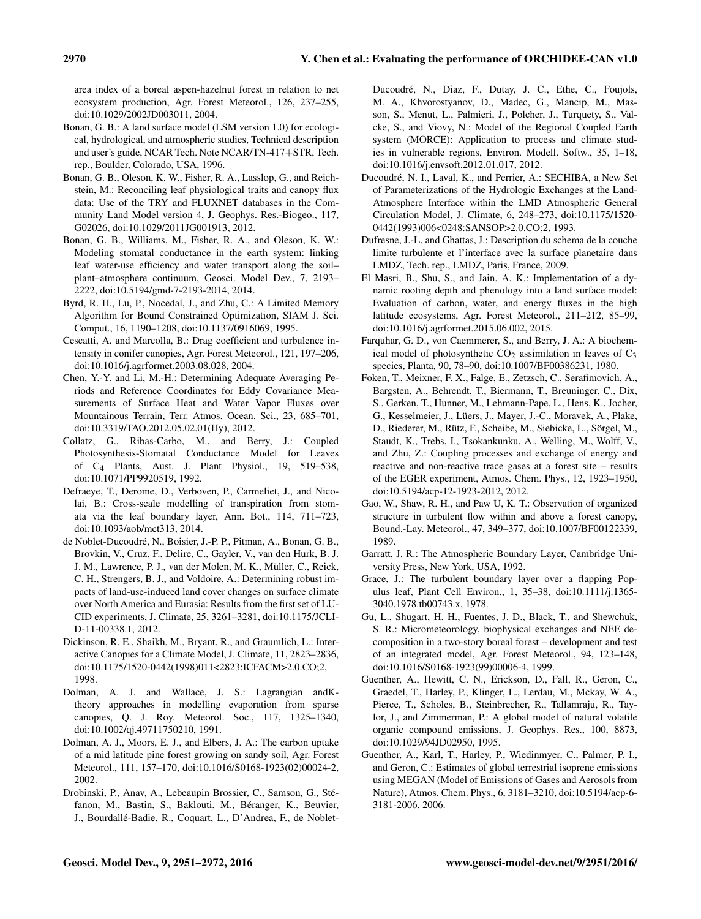area index of a boreal aspen-hazelnut forest in relation to net ecosystem production, Agr. Forest Meteorol., 126, 237–255, doi:10.1029/2002JD003011, 2004.

Bonan, G. B.: A land surface model (LSM version 1.0) for ecological, hydrological, and atmospheric studies, Technical description and user's guide, NCAR Tech. Note NCAR/TN-417+STR, Tech. rep., Boulder, Colorado, USA, 1996.

Bonan, G. B., Oleson, K. W., Fisher, R. A., Lasslop, G., and Reichstein, M.: Reconciling leaf physiological traits and canopy flux data: Use of the TRY and FLUXNET databases in the Community Land Model version 4, J. Geophys. Res.-Biogeo., 117, G02026, doi:10.1029/2011JG001913, 2012.

Bonan, G. B., Williams, M., Fisher, R. A., and Oleson, K. W.: Modeling stomatal conductance in the earth system: linking leaf water-use efficiency and water transport along the soil–plant–atmosphere continuum, Geosci. Model Dev., 7, 2193–2222, doi:10.5194/gmd-7-2193-2014, 2014.

Byrd, R. H., Lu, P., Nocedal, J., and Zhu, C.: A Limited Memory Algorithm for Bound Constrained Optimization, SIAM J. Sci. Comput., 16, 1190–1208, doi:10.1137/0916069, 1995.

Cescatti, A. and Marcolla, B.: Drag coefficient and turbulence intensity in conifer canopies, Agr. Forest Meteorol., 121, 197–206, doi:10.1016/j.agrformet.2003.08.028, 2004.

Chen, Y.-Y. and Li, M.-H.: Determining Adequate Averaging Periods and Reference Coordinates for Eddy Covariance Measurements of Surface Heat and Water Vapor Fluxes over Mountainous Terrain, Terr. Atmos. Ocean. Sci., 23, 685–701, doi:10.3319/TAO.2012.05.02.01(Hy), 2012.

Collatz, G., Ribas-Carbo, M., and Berry, J.: Coupled Photosynthesis-Stomatal Conductance Model for Leaves of $C_4$ Plants, Aust. J. Plant Physiol., 19, 519–538, doi:10.1071/PP9920519, 1992.

Defraeye, T., Derome, D., Verboven, P., Carmeliet, J., and Nicolai, B.: Cross-scale modelling of transpiration from stomata via the leaf boundary layer, Ann. Bot., 114, 711–723, doi:10.1093/aob/mct313, 2014.

de Noblet-Ducoudré, N., Boisier, J.-P. P., Pitman, A., Bonan, G. B., Brovkin, V., Cruz, F., Delire, C., Gayler, V., van den Hurk, B. J. J. M., Lawrence, P. J., van der Molen, M. K., Müller, C., Reick, C. H., Strengers, B. J., and Voldoire, A.: Determining robust impacts of land-use-induced land cover changes on surface climate over North America and Eurasia: Results from the first set of LUCID experiments, J. Climate, 25, 3261–3281, doi:10.1175/JCLI-D-11-00338.1, 2012.

Dickinson, R. E., Shaikh, M., Bryant, R., and Graumlich, L.: Interactive Canopies for a Climate Model, J. Climate, 11, 2823–2836, doi:10.1175/1520-0442(1998)011<2823:ICFACM>2.0.CO;2, 1998.

Dolman, A. J. and Wallace, J. S.: Lagrangian andK-theory approaches in modelling evaporation from sparse canopies, Q. J. Roy. Meteorol. Soc., 117, 1325–1340, doi:10.1002/qj.49711750210, 1991.

Dolman, A. J., Moors, E. J., and Elbers, J. A.: The carbon uptake of a mid latitude pine forest growing on sandy soil, Agr. Forest Meteorol., 111, 157–170, doi:10.1016/S0168-1923(02)00024-2, 2002.

Drobinski, P., Anav, A., Lebeaupin Brossier, C., Samson, G., Stéfanon, M., Bastin, S., Baklouti, M., Béranger, K., Beuvier, J., Bourdallé-Badie, R., Coquart, L., D'Andrea, F., de Noblet-Ducoudré, N., Diaz, F., Dutay, J. C., Ethe, C., Foujols, M. A., Khvorostyanov, D., Madec, G., Mancip, M., Masson, S., Menut, L., Palmieri, J., Polcher, J., Turquety, S., Valcke, S., and Viovy, N.: Model of the Regional Coupled Earth system (MORCE): Application to process and climate studies in vulnerable regions, Environ. Modell. Softw., 35, 1–18, doi:10.1016/j.envsoft.2012.01.017, 2012.

Ducoudré, N. I., Laval, K., and Perrier, A.: SECHIBA, a New Set of Parameterizations of the Hydrologic Exchanges at the Land-Atmosphere Interface within the LMD Atmospheric General Circulation Model, J. Climate, 6, 248–273, doi:10.1175/1520-0442(1993)006<0248:SANSOP>2.0.CO;2, 1993.

Dufresne, J.-L. and Ghattas, J.: Description du schema de la couche limite turbulente et l'interface avec la surface planetaire dans LMDZ, Tech. rep., LMDZ, Paris, France, 2009.

El Masri, B., Shu, S., and Jain, A. K.: Implementation of a dynamic rooting depth and phenology into a land surface model: Evaluation of carbon, water, and energy fluxes in the high latitude ecosystems, Agr. Forest Meteorol., 211–212, 85–99, doi:10.1016/j.agrformet.2015.06.002, 2015.

Farquhar, G. D., von Caemmerer, S., and Berry, J. A.: A biochemical model of photosynthetic $CO_2$ assimilation in leaves of $C_3$ species, Planta, 90, 78–90, doi:10.1007/BF00386231, 1980.

Foken, T., Meixner, F. X., Falge, E., Zetzsch, C., Serafimovich, A., Bargsten, A., Behrendt, T., Biermann, T., Breuninger, C., Dix, S., Gerken, T., Hunner, M., Lehmann-Pape, L., Hens, K., Jocher, G., Kesselmeier, J., Lüers, J., Mayer, J.-C., Moravek, A., Plake, D., Riederer, M., Rütz, F., Scheibe, M., Siebicke, L., Sörgel, M., Staudt, K., Trebs, I., Tsokankunku, A., Welling, M., Wolff, V., and Zhu, Z.: Coupling processes and exchange of energy and reactive and non-reactive trace gases at a forest site – results of the EGER experiment, Atmos. Chem. Phys., 12, 1923–1950, doi:10.5194/acp-12-1923-2012, 2012.

Gao, W., Shaw, R. H., and Paw U, K. T.: Observation of organized structure in turbulent flow within and above a forest canopy, Bound.-Lay. Meteorol., 47, 349–377, doi:10.1007/BF00122339, 1989.

Garratt, J. R.: The Atmospheric Boundary Layer, Cambridge University Press, New York, USA, 1992.

Grace, J.: The turbulent boundary layer over a flapping Populus leaf, Plant Cell Environ., 1, 35–38, doi:10.1111/j.1365-3040.1978.tb00743.x, 1978.

Gu, L., Shugart, H. H., Fuentes, J. D., Black, T., and Shewchuk, S. R.: Micrometeorology, biophysical exchanges and NEE decomposition in a two-story boreal forest – development and test of an integrated model, Agr. Forest Meteorol., 94, 123–148, doi:10.1016/S0168-1923(99)00006-4, 1999.

Guenther, A., Hewitt, C. N., Erickson, D., Fall, R., Geron, C., Graedel, T., Harley, P., Klinger, L., Lerdau, M., Mckay, W. A., Pierce, T., Scholes, B., Steinbrecher, R., Tallamraju, R., Taylor, J., and Zimmerman, P.: A global model of natural volatile organic compound emissions, J. Geophys. Res., 100, 8873, doi:10.1029/94JD02950, 1995.

Guenther, A., Karl, T., Harley, P., Wiedinmyer, C., Palmer, P. I., and Geron, C.: Estimates of global terrestrial isoprene emissions using MEGAN (Model of Emissions of Gases and Aerosols from Nature), Atmos. Chem. Phys., 6, 3181–3210, doi:10.5194/acp-6-3181-2006, 2006.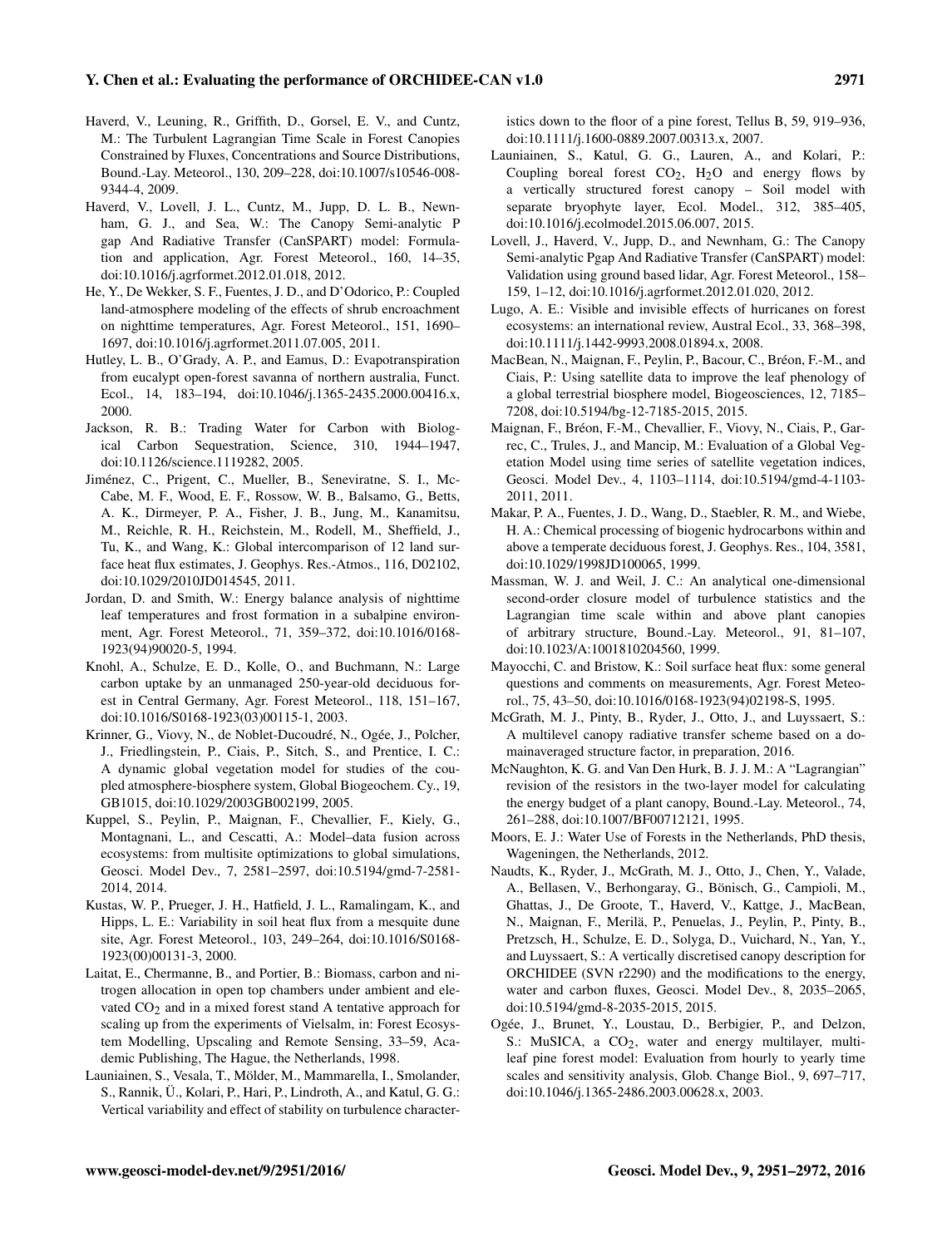Haverd, V., Leuning, R., Griffith, D., Gorsel, E. V., and Cuntz, M.: The Turbulent Lagrangian Time Scale in Forest Canopies Constrained by Fluxes, Concentrations and Source Distributions, Bound.-Lay. Meteorol., 130, 209–228, doi:10.1007/s10546-008-9344-4, 2009.

Haverd, V., Lovell, J. L., Cuntz, M., Jupp, D. L. B., Newnham, G. J., and Sea, W.: The Canopy Semi-analytic P gap And Radiative Transfer (CanSPART) model: Formulation and application, Agr. Forest Meteorol., 160, 14–35, doi:10.1016/j.agrformet.2012.01.018, 2012.

He, Y., De Wekker, S. F., Fuentes, J. D., and D'Odorico, P.: Coupled land-atmosphere modeling of the effects of shrub encroachment on nighttime temperatures, Agr. Forest Meteorol., 151, 1690–1697, doi:10.1016/j.agrformet.2011.07.005, 2011.

Hutley, L. B., O'Grady, A. P., and Eamus, D.: Evapotranspiration from eucalypt open-forest savanna of northern australia, Funct. Ecol., 14, 183–194, doi:10.1046/j.1365-2435.2000.00416.x, 2000.

Jackson, R. B.: Trading Water for Carbon with Biological Carbon Sequestration, Science, 310, 1944–1947, doi:10.1126/science.1119282, 2005.

Jiménez, C., Prigent, C., Mueller, B., Seneviratne, S. I., McCabe, M. F., Wood, E. F., Rossow, W. B., Balsamo, G., Betts, A. K., Dirmeyer, P. A., Fisher, J. B., Jung, M., Kanamitsu, M., Reichle, R. H., Reichstein, M., Rodell, M., Sheffield, J., Tu, K., and Wang, K.: Global intercomparison of 12 land surface heat flux estimates, J. Geophys. Res.-Atmos., 116, D02102, doi:10.1029/2010JD014545, 2011.

Jordan, D. and Smith, W.: Energy balance analysis of nighttime leaf temperatures and frost formation in a subalpine environment, Agr. Forest Meteorol., 71, 359–372, doi:10.1016/0168-1923(94)90020-5, 1994.

Knohl, A., Schulze, E. D., Kolle, O., and Buchmann, N.: Large carbon uptake by an unmanaged 250-year-old deciduous forest in Central Germany, Agr. Forest Meteorol., 118, 151–167, doi:10.1016/S0168-1923(03)00115-1, 2003.

Krinner, G., Viovy, N., de Noblet-Ducoudré, N., Ogée, J., Polcher, J., Friedlingstein, P., Ciais, P., Sitch, S., and Prentice, I. C.: A dynamic global vegetation model for studies of the coupled atmosphere-biosphere system, Global Biogeochem. Cy., 19, GB1015, doi:10.1029/2003GB002199, 2005.

Kuppel, S., Peylin, P., Maignan, F., Chevallier, F., Kiely, G., Montagnani, L., and Cescatti, A.: Model–data fusion across ecosystems: from multisite optimizations to global simulations, Geosci. Model Dev., 7, 2581–2597, doi:10.5194/gmd-7-2581-2014, 2014.

Kustas, W. P., Prueger, J. H., Hatfield, J. L., Ramalingam, K., and Hipps, L. E.: Variability in soil heat flux from a mesquite dune site, Agr. Forest Meteorol., 103, 249–264, doi:10.1016/S0168-1923(00)00131-3, 2000.

Laitat, E., Chermanne, B., and Portier, B.: Biomass, carbon and nitrogen allocation in open top chambers under ambient and elevated $CO_2$ and in a mixed forest stand A tentative approach for scaling up from the experiments of Vielsalm, in: Forest Ecosystem Modelling, Upscaling and Remote Sensing, 33–59, Academic Publishing, The Hague, the Netherlands, 1998.

Launiainen, S., Vesala, T., Mölder, M., Mammarella, I., Smolander, S., Rannik, Ü., Kolari, P., Hari, P., Lindroth, A., and Katul, G. G.: Vertical variability and effect of stability on turbulence characteristics down to the floor of a pine forest, Tellus B, 59, 919–936, doi:10.1111/j.1600-0889.2007.00313.x, 2007.

Launiainen, S., Katul, G. G., Lauren, A., and Kolari, P.: Coupling boreal forest $CO_2$, $H_2O$ and energy flows by a vertically structured forest canopy – Soil model with separate bryophyte layer, Ecol. Model., 312, 385–405, doi:10.1016/j.ecolmodel.2015.06.007, 2015.

Lovell, J., Haverd, V., Jupp, D., and Newnham, G.: The Canopy Semi-analytic Pgap And Radiative Transfer (CanSPART) model: Validation using ground based lidar, Agr. Forest Meteorol., 158–159, 1–12, doi:10.1016/j.agrformet.2012.01.020, 2012.

Lugo, A. E.: Visible and invisible effects of hurricanes on forest ecosystems: an international review, Austral Ecol., 33, 368–398, doi:10.1111/j.1442-9993.2008.01894.x, 2008.

MacBean, N., Maignan, F., Peylin, P., Bacour, C., Bréon, F.-M., and Ciais, P.: Using satellite data to improve the leaf phenology of a global terrestrial biosphere model, Biogeosciences, 12, 7185–7208, doi:10.5194/bg-12-7185-2015, 2015.

Maignan, F., Bréon, F.-M., Chevallier, F., Viovy, N., Ciais, P., Garrec, C., Trules, J., and Mancip, M.: Evaluation of a Global Vegetation Model using time series of satellite vegetation indices, Geosci. Model Dev., 4, 1103–1114, doi:10.5194/gmd-4-1103-2011, 2011.

Makar, P. A., Fuentes, J. D., Wang, D., Staebler, R. M., and Wiebe, H. A.: Chemical processing of biogenic hydrocarbons within and above a temperate deciduous forest, J. Geophys. Res., 104, 3581, doi:10.1029/1998JD100065, 1999.

Massman, W. J. and Weil, J. C.: An analytical one-dimensional second-order closure model of turbulence statistics and the Lagrangian time scale within and above plant canopies of arbitrary structure, Bound.-Lay. Meteorol., 91, 81–107, doi:10.1023/A:1001810204560, 1999.

Mayocchi, C. and Bristow, K.: Soil surface heat flux: some general questions and comments on measurements, Agr. Forest Meteorol., 75, 43–50, doi:10.1016/0168-1923(94)02198-S, 1995.

McGrath, M. J., Pinty, B., Ryder, J., Otto, J., and Luyssaert, S.: A multilevel canopy radiative transfer scheme based on a domainaveraged structure factor, in preparation, 2016.

McNaughton, K. G. and Van Den Hurk, B. J. J. M.: A "Lagrangian" revision of the resistors in the two-layer model for calculating the energy budget of a plant canopy, Bound.-Lay. Meteorol., 74, 261–288, doi:10.1007/BF00712121, 1995.

Moors, E. J.: Water Use of Forests in the Netherlands, PhD thesis, Wageningen, the Netherlands, 2012.

Naudts, K., Ryder, J., McGrath, M. J., Otto, J., Chen, Y., Valade, A., Bellasen, V., Berhongaray, G., Bönisch, G., Campioli, M., Ghattas, J., De Groote, T., Haverd, V., Kattge, J., MacBean, N., Maignan, F., Merilä, P., Penuelas, J., Peylin, P., Pinty, B., Pretzsch, H., Schulze, E. D., Solyga, D., Vuichard, N., Yan, Y., and Luyssaert, S.: A vertically discretised canopy description for ORCHIDEE (SVN r2290) and the modifications to the energy, water and carbon fluxes, Geosci. Model Dev., 8, 2035–2065, doi:10.5194/gmd-8-2035-2015, 2015.

Ogée, J., Brunet, Y., Loustau, D., Berbigier, P., and Delzon, S.: MuSICA, a $CO_2$, water and energy multilayer, multileaf pine forest model: Evaluation from hourly to yearly time scales and sensitivity analysis, Glob. Change Biol., 9, 697–717, doi:10.1046/j.1365-2486.2003.00628.x, 2003.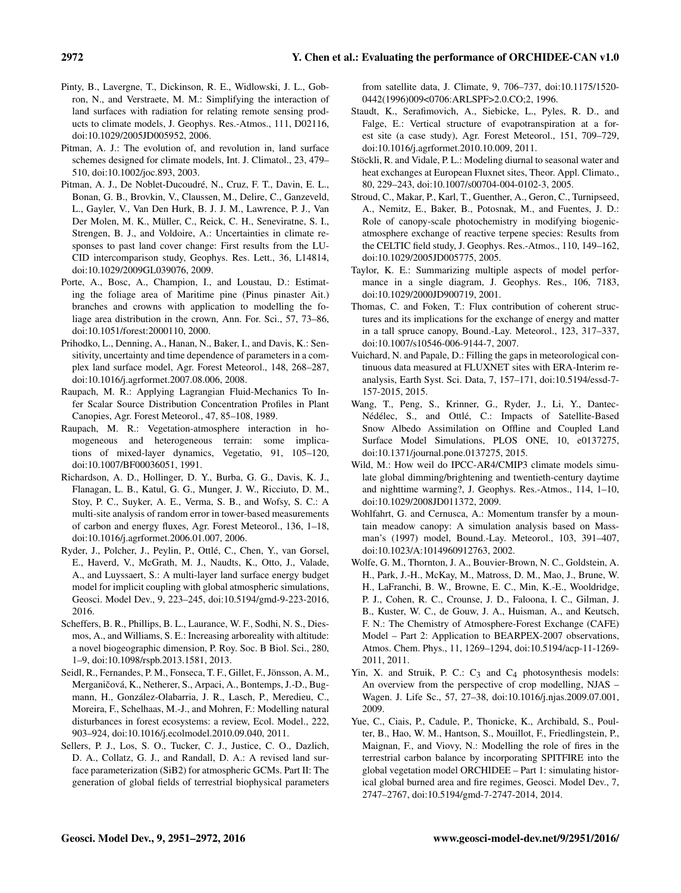Pinty, B., Lavergne, T., Dickinson, R. E., Widlowski, J. L., Gobron, N., and Verstraete, M. M.: Simplifying the interaction of land surfaces with radiation for relating remote sensing products to climate models, J. Geophys. Res.-Atmos., 111, D02116, doi:10.1029/2005JD005952, 2006.

Pitman, A. J.: The evolution of, and revolution in, land surface schemes designed for climate models, Int. J. Climatol., 23, 479–510, doi:10.1002/joc.893, 2003.

Pitman, A. J., De Noblet-Ducoudré, N., Cruz, F. T., Davin, E. L., Bonan, G. B., Brovkin, V., Claussen, M., Delire, C., Ganzeveld, L., Gayler, V., Van Den Hurk, B. J. J. M., Lawrence, P. J., Van Der Molen, M. K., Müller, C., Reick, C. H., Seneviratne, S. I., Strengen, B. J., and Voldoire, A.: Uncertainties in climate responses to past land cover change: First results from the LUCID intercomparison study, Geophys. Res. Lett., 36, L14814, doi:10.1029/2009GL039076, 2009.

Porte, A., Bosc, A., Champion, I., and Loustau, D.: Estimating the foliage area of Maritime pine (Pinus pinaster Ait.) branches and crowns with application to modelling the foliage area distribution in the crown, Ann. For. Sci., 57, 73–86, doi:10.1051/forest:2000110, 2000.

Prihodko, L., Denning, A., Hanan, N., Baker, I., and Davis, K.: Sensitivity, uncertainty and time dependence of parameters in a complex land surface model, Agr. Forest Meteorol., 148, 268–287, doi:10.1016/j.agrformet.2007.08.006, 2008.

Raupach, M. R.: Applying Lagrangian Fluid-Mechanics To Infer Scalar Source Distribution Concentration Profiles in Plant Canopies, Agr. Forest Meteorol., 47, 85–108, 1989.

Raupach, M. R.: Vegetation-atmosphere interaction in homogeneous and heterogeneous terrain: some implications of mixed-layer dynamics, Vegetatio, 91, 105–120, doi:10.1007/BF00036051, 1991.

Richardson, A. D., Hollinger, D. Y., Burba, G. G., Davis, K. J., Flanagan, L. B., Katul, G. G., Munger, J. W., Ricciuto, D. M., Stoy, P. C., Suyker, A. E., Verma, S. B., and Wofsy, S. C.: A multi-site analysis of random error in tower-based measurements of carbon and energy fluxes, Agr. Forest Meteorol., 136, 1–18, doi:10.1016/j.agrformet.2006.01.007, 2006.

Ryder, J., Polcher, J., Peylin, P., Ottlé, C., Chen, Y., van Gorsel, E., Haverd, V., McGrath, M. J., Naudts, K., Otto, J., Valade, A., and Luyssaert, S.: A multi-layer land surface energy budget model for implicit coupling with global atmospheric simulations, Geosci. Model Dev., 9, 223–245, doi:10.5194/gmd-9-223-2016, 2016.

Scheffers, B. R., Phillips, B. L., Laurance, W. F., Sodhi, N. S., Diesmos, A., and Williams, S. E.: Increasing arboreality with altitude: a novel biogeographic dimension, P. Roy. Soc. B Biol. Sci., 280, 1–9, doi:10.1098/rspb.2013.1581, 2013.

Seidl, R., Fernandes, P. M., Fonseca, T. F., Gillet, F., Jönsson, A. M., Merganičová, K., Netherer, S., Arpaci, A., Bontemps, J.-D., Bugmann, H., González-Olabarria, J. R., Lasch, P., Meredieu, C., Moreira, F., Schelhaas, M.-J., and Mohren, F.: Modelling natural disturbances in forest ecosystems: a review, Ecol. Model., 222, 903–924, doi:10.1016/j.ecolmodel.2010.09.040, 2011.

Sellers, P. J., Los, S. O., Tucker, C. J., Justice, C. O., Dazlich, D. A., Collatz, G. J., and Randall, D. A.: A revised land surface parameterization (SiB2) for atmospheric GCMs. Part II: The generation of global fields of terrestrial biophysical parameters from satellite data, J. Climate, 9, 706–737, doi:10.1175/1520-0442(1996)009<0706:ARLSPF>2.0.CO;2, 1996.

Staudt, K., Serafimovich, A., Siebicke, L., Pyles, R. D., and Falge, E.: Vertical structure of evapotranspiration at a forest site (a case study), Agr. Forest Meteorol., 151, 709–729, doi:10.1016/j.agrformet.2010.10.009, 2011.

Stöckli, R. and Vidale, P. L.: Modeling diurnal to seasonal water and heat exchanges at European Fluxnet sites, Theor. Appl. Climato., 80, 229–243, doi:10.1007/s00704-004-0102-3, 2005.

Stroud, C., Makar, P., Karl, T., Guenther, A., Geron, C., Turnipseed, A., Nemitz, E., Baker, B., Potosnak, M., and Fuentes, J. D.: Role of canopy-scale photochemistry in modifying biogenic-atmosphere exchange of reactive terpene species: Results from the CELTIC field study, J. Geophys. Res.-Atmos., 110, 149–162, doi:10.1029/2005JD005775, 2005.

Taylor, K. E.: Summarizing multiple aspects of model performance in a single diagram, J. Geophys. Res., 106, 7183, doi:10.1029/2000JD900719, 2001.

Thomas, C. and Foken, T.: Flux contribution of coherent structures and its implications for the exchange of energy and matter in a tall spruce canopy, Bound.-Lay. Meteorol., 123, 317–337, doi:10.1007/s10546-006-9144-7, 2007.

Vuichard, N. and Papale, D.: Filling the gaps in meteorological continuous data measured at FLUXNET sites with ERA-Interim reanalysis, Earth Syst. Sci. Data, 7, 157–171, doi:10.5194/essd-7-157-2015, 2015.

Wang, T., Peng, S., Krinner, G., Ryder, J., Li, Y., Dantec-Nédélec, S., and Ottlé, C.: Impacts of Satellite-Based Snow Albedo Assimilation on Offline and Coupled Land Surface Model Simulations, PLOS ONE, 10, e0137275, doi:10.1371/journal.pone.0137275, 2015.

Wild, M.: How weil do IPCC-AR4/CMIP3 climate models simulate global dimming/brightening and twentieth-century daytime and nighttime warming?, J. Geophys. Res.-Atmos., 114, 1–10, doi:10.1029/2008JD011372, 2009.

Wohlfahrt, G. and Cernusca, A.: Momentum transfer by a mountain meadow canopy: A simulation analysis based on Massman's (1997) model, Bound.-Lay. Meteorol., 103, 391–407, doi:10.1023/A:1014960912763, 2002.

Wolfe, G. M., Thornton, J. A., Bouvier-Brown, N. C., Goldstein, A. H., Park, J.-H., McKay, M., Matross, D. M., Mao, J., Brune, W. H., LaFranchi, B. W., Browne, E. C., Min, K.-E., Wooldridge, P. J., Cohen, R. C., Crounse, J. D., Faloona, I. C., Gilman, J. B., Kuster, W. C., de Gouw, J. A., Huisman, A., and Keutsch, F. N.: The Chemistry of Atmosphere-Forest Exchange (CAFE) Model – Part 2: Application to BEARPEX-2007 observations, Atmos. Chem. Phys., 11, 1269–1294, doi:10.5194/acp-11-1269-2011, 2011.

Yin, X. and Struik, P. C.: $C_3$ and $C_4$ photosynthesis models: An overview from the perspective of crop modelling, NJAS – Wagen. J. Life Sc., 57, 27–38, doi:10.1016/j.njas.2009.07.001, 2009.

Yue, C., Ciais, P., Cadule, P., Thonicke, K., Archibald, S., Poulter, B., Hao, W. M., Hantson, S., Mouillot, F., Friedlingstein, P., Maignan, F., and Viovy, N.: Modelling the role of fires in the terrestrial carbon balance by incorporating SPITFIRE into the global vegetation model ORCHIDEE – Part 1: simulating historical global burned area and fire regimes, Geosci. Model Dev., 7, 2747–2767, doi:10.5194/gmd-7-2747-2014, 2014.